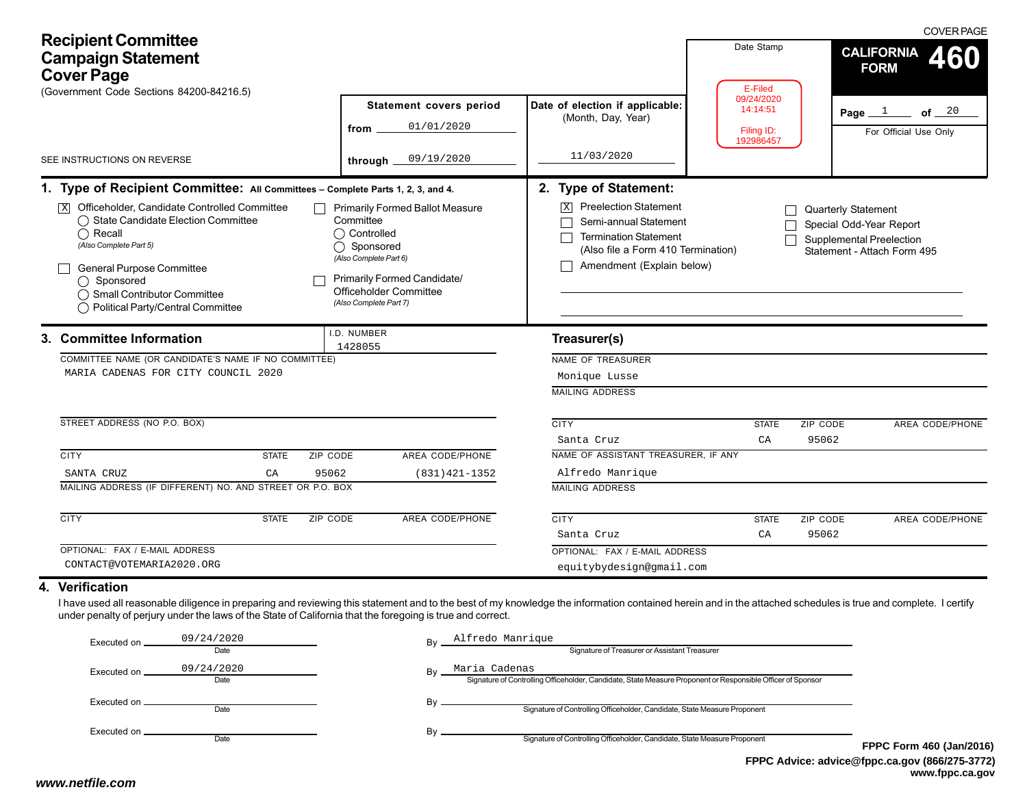COVER PAGE

# Recipient Committee Campaign Statement Cover Page

(Government Code Sections 84200-84216.5)

SEE INSTRUCTIONS ON REVERSE

**CALIFORNIA FORM 460**

Page 1 of 20

For Official Use Only

| Statement covers period | Date of election if applicable: (Month, Day, Year) | Date Stamp |
|---|---|---|
| from 01/01/2020 | 11/03/2020 | E-Filed 09/24/2020 14:14:51 Filing ID: 192986457 |
| through 09/19/2020 | | |

## 1. Type of Recipient Committee: All Committees – Complete Parts 1, 2, 3, and 4.

- [X] Officeholder, Candidate Controlled Committee
  - ◯ State Candidate Election Committee
  - ◯ Recall
  - *(Also Complete Part 5)*
- [ ] General Purpose Committee
  - ◯ Sponsored
  - ◯ Small Contributor Committee
  - ◯ Political Party/Central Committee
- [ ] Primarily Formed Ballot Measure Committee
  - ◯ Controlled
  - ◯ Sponsored
  - *(Also Complete Part 6)*
- [ ] Primarily Formed Candidate/ Officeholder Committee
  - *(Also Complete Part 7)*

## 2. Type of Statement:

- [X] Preelection Statement
- [ ] Semi-annual Statement
- [ ] Termination Statement (Also file a Form 410 Termination)
- [ ] Amendment (Explain below)
- [ ] Quarterly Statement
- [ ] Special Odd-Year Report
- [ ] Supplemental Preelection Statement - Attach Form 495

## 3. Committee Information

I.D. NUMBER: 1428055

COMMITTEE NAME (OR CANDIDATE'S NAME IF NO COMMITTEE): MARIA CADENAS FOR CITY COUNCIL 2020

STREET ADDRESS (NO P.O. BOX):

| CITY | STATE | ZIP CODE | AREA CODE/PHONE |
|---|---|---|---|
| SANTA CRUZ | CA | 95062 | (831)421-1352 |

MAILING ADDRESS (IF DIFFERENT) NO. AND STREET OR P.O. BOX:

| CITY | STATE | ZIP CODE | AREA CODE/PHONE |
|---|---|---|---|
| | | | |

OPTIONAL: FAX / E-MAIL ADDRESS: CONTACT@VOTEMARIA2020.ORG

### Treasurer(s)

NAME OF TREASURER: Monique Lusse

MAILING ADDRESS:

| CITY | STATE | ZIP CODE | AREA CODE/PHONE |
|---|---|---|---|
| Santa Cruz | CA | 95062 | |

NAME OF ASSISTANT TREASURER, IF ANY: Alfredo Manrique

MAILING ADDRESS:

| CITY | STATE | ZIP CODE | AREA CODE/PHONE |
|---|---|---|---|
| Santa Cruz | CA | 95062 | |

OPTIONAL: FAX / E-MAIL ADDRESS: equitybydesign@gmail.com

## 4. Verification

I have used all reasonable diligence in preparing and reviewing this statement and to the best of my knowledge the information contained herein and in the attached schedules is true and complete. I certify under penalty of perjury under the laws of the State of California that the foregoing is true and correct.

| Executed on (Date) | By |
|---|---|
| 09/24/2020 | Alfredo Manrique — Signature of Treasurer or Assistant Treasurer |
| 09/24/2020 | Maria Cadenas — Signature of Controlling Officeholder, Candidate, State Measure Proponent or Responsible Officer of Sponsor |
| | Signature of Controlling Officeholder, Candidate, State Measure Proponent |
| | Signature of Controlling Officeholder, Candidate, State Measure Proponent |

FPPC Form 460 (Jan/2016)
FPPC Advice: advice@fppc.ca.gov (866/275-3772)
www.fppc.ca.gov

www.netfile.com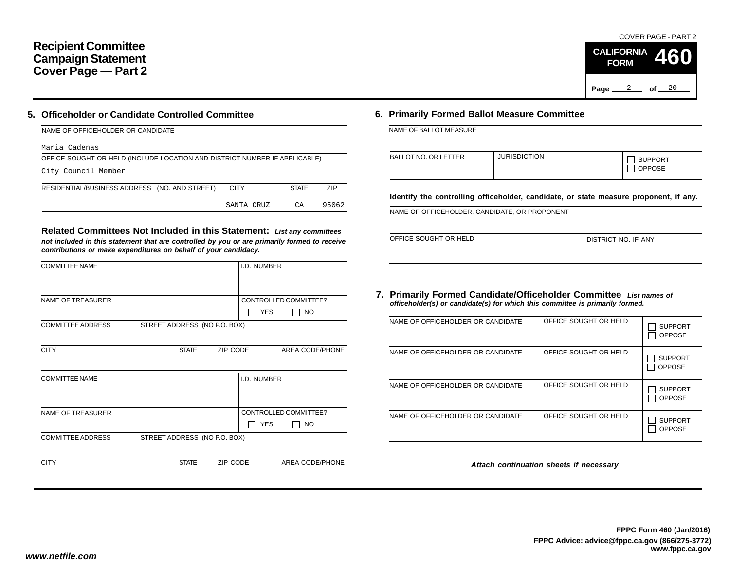COVER PAGE - PART 2

# Recipient Committee Campaign Statement Cover Page — Part 2

**CALIFORNIA FORM 460**

Page 2 of 20

## 5. Officeholder or Candidate Controlled Committee

NAME OF OFFICEHOLDER OR CANDIDATE

Maria Cadenas

OFFICE SOUGHT OR HELD (INCLUDE LOCATION AND DISTRICT NUMBER IF APPLICABLE)

City Council Member

| RESIDENTIAL/BUSINESS ADDRESS (NO. AND STREET) | CITY | STATE | ZIP |
|---|---|---|---|
| | SANTA CRUZ | CA | 95062 |

**Related Committees Not Included in this Statement:** ***List any committees not included in this statement that are controlled by you or are primarily formed to receive contributions or make expenditures on behalf of your candidacy.***

| COMMITTEE NAME | I.D. NUMBER |
|---|---|
| | |
| NAME OF TREASURER | CONTROLLED COMMITTEE? ☐ YES ☐ NO |
| COMMITTEE ADDRESS — STREET ADDRESS (NO P.O. BOX) | |
| CITY / STATE / ZIP CODE | AREA CODE/PHONE |

| COMMITTEE NAME | I.D. NUMBER |
|---|---|
| | |
| NAME OF TREASURER | CONTROLLED COMMITTEE? ☐ YES ☐ NO |
| COMMITTEE ADDRESS — STREET ADDRESS (NO P.O. BOX) | |
| CITY / STATE / ZIP CODE | AREA CODE/PHONE |

## 6. Primarily Formed Ballot Measure Committee

NAME OF BALLOT MEASURE

| BALLOT NO. OR LETTER | JURISDICTION | ☐ SUPPORT ☐ OPPOSE |
|---|---|---|
| | | |

**Identify the controlling officeholder, candidate, or state measure proponent, if any.**

NAME OF OFFICEHOLDER, CANDIDATE, OR PROPONENT

| OFFICE SOUGHT OR HELD | DISTRICT NO. IF ANY |
|---|---|
| | |

## 7. Primarily Formed Candidate/Officeholder Committee

***List names of officeholder(s) or candidate(s) for which this committee is primarily formed.***

| NAME OF OFFICEHOLDER OR CANDIDATE | OFFICE SOUGHT OR HELD | SUPPORT / OPPOSE |
|---|---|---|
| | | ☐ SUPPORT ☐ OPPOSE |
| | | ☐ SUPPORT ☐ OPPOSE |
| | | ☐ SUPPORT ☐ OPPOSE |
| | | ☐ SUPPORT ☐ OPPOSE |

*Attach continuation sheets if necessary*

**FPPC Form 460 (Jan/2016)**
**FPPC Advice: advice@fppc.ca.gov (866/275-3772)**
**www.fppc.ca.gov**

*www.netfile.com*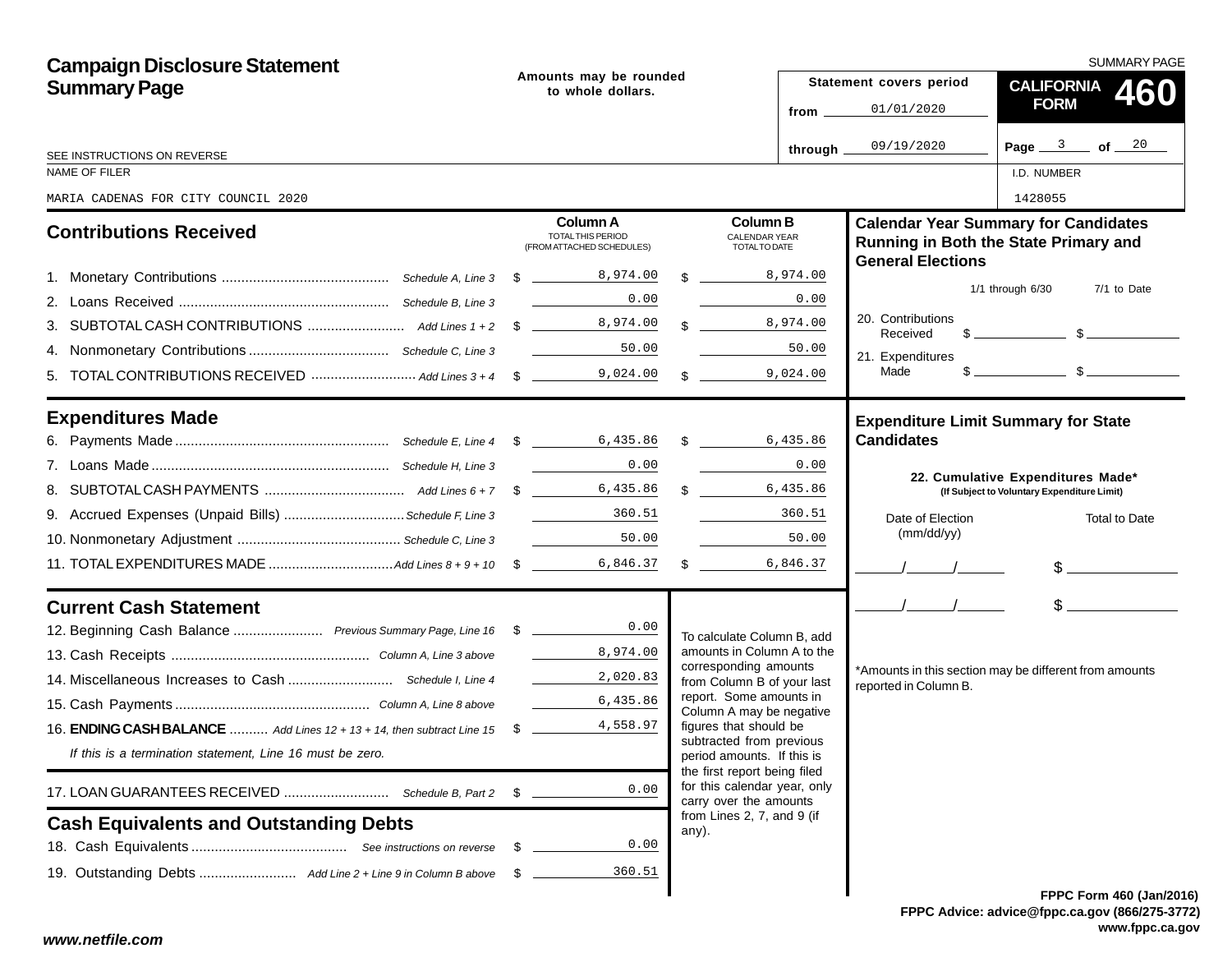# Campaign Disclosure Statement Summary Page

Amounts may be rounded to whole dollars.

SUMMARY PAGE

**CALIFORNIA FORM 460**

Statement covers period
from 01/01/2020
through 09/19/2020

SEE INSTRUCTIONS ON REVERSE

NAME OF FILER: MARIA CADENAS FOR CITY COUNCIL 2020

I.D. NUMBER: 1428055

## Contributions Received

| | | Column A TOTAL THIS PERIOD (FROM ATTACHED SCHEDULES) | Column B CALENDAR YEAR TOTAL TO DATE |
|---|---|---|---|
| 1. Monetary Contributions | Schedule A, Line 3 | $ 8,974.00 | $ 8,974.00 |
| 2. Loans Received | Schedule B, Line 3 | 0.00 | 0.00 |
| 3. SUBTOTAL CASH CONTRIBUTIONS | Add Lines 1 + 2 | $ 8,974.00 | $ 8,974.00 |
| 4. Nonmonetary Contributions | Schedule C, Line 3 | 50.00 | 50.00 |
| 5. TOTAL CONTRIBUTIONS RECEIVED | Add Lines 3 + 4 | $ 9,024.00 | $ 9,024.00 |

## Expenditures Made

| | | Column A | Column B |
|---|---|---|---|
| 6. Payments Made | Schedule E, Line 4 | $ 6,435.86 | $ 6,435.86 |
| 7. Loans Made | Schedule H, Line 3 | 0.00 | 0.00 |
| 8. SUBTOTAL CASH PAYMENTS | Add Lines 6 + 7 | $ 6,435.86 | $ 6,435.86 |
| 9. Accrued Expenses (Unpaid Bills) | Schedule F, Line 3 | 360.51 | 360.51 |
| 10. Nonmonetary Adjustment | Schedule C, Line 3 | 50.00 | 50.00 |
| 11. TOTAL EXPENDITURES MADE | Add Lines 8 + 9 + 10 | $ 6,846.37 | $ 6,846.37 |

## Current Cash Statement

| | | |
|---|---|---|
| 12. Beginning Cash Balance | Previous Summary Page, Line 16 | $ 0.00 |
| 13. Cash Receipts | Column A, Line 3 above | 8,974.00 |
| 14. Miscellaneous Increases to Cash | Schedule I, Line 4 | 2,020.83 |
| 15. Cash Payments | Column A, Line 8 above | 6,435.86 |
| 16. **ENDING CASH BALANCE** | Add Lines 12 + 13 + 14, then subtract Line 15 | $ 4,558.97 |

*If this is a termination statement, Line 16 must be zero.*

| | | |
|---|---|---|
| 17. LOAN GUARANTEES RECEIVED | Schedule B, Part 2 | $ 0.00 |

To calculate Column B, add amounts in Column A to the corresponding amounts from Column B of your last report. Some amounts in Column A may be negative figures that should be subtracted from previous period amounts. If this is the first report being filed for this calendar year, only carry over the amounts from Lines 2, 7, and 9 (if any).

## Cash Equivalents and Outstanding Debts

| | | |
|---|---|---|
| 18. Cash Equivalents | See instructions on reverse | $ 0.00 |
| 19. Outstanding Debts | Add Line 2 + Line 9 in Column B above | $ 360.51 |

## Calendar Year Summary for Candidates Running in Both the State Primary and General Elections

| | 1/1 through 6/30 | 7/1 to Date |
|---|---|---|
| 20. Contributions Received | $ | $ |
| 21. Expenditures Made | $ | $ |

## Expenditure Limit Summary for State Candidates

**22. Cumulative Expenditures Made*** (If Subject to Voluntary Expenditure Limit)

| Date of Election (mm/dd/yy) | Total to Date |
|---|---|
| / / | $ |
| / / | $ |

*Amounts in this section may be different from amounts reported in Column B.

FPPC Form 460 (Jan/2016)
FPPC Advice: advice@fppc.ca.gov (866/275-3772)
www.fppc.ca.gov

www.netfile.com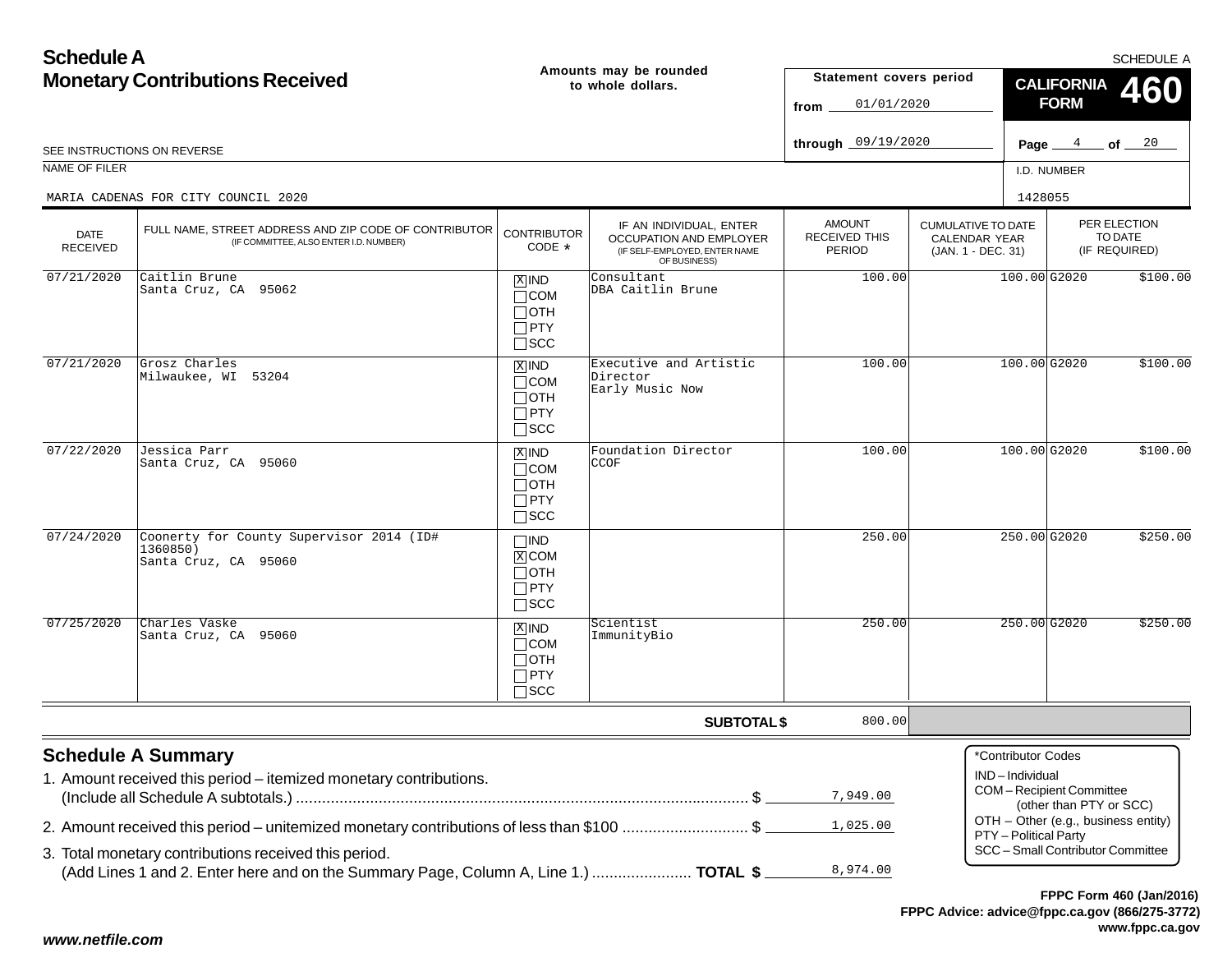# Schedule A
# Monetary Contributions Received

**Amounts may be rounded to whole dollars.**

SCHEDULE A

**CALIFORNIA FORM 460**

**Statement covers period**

from 01/01/2020

through 09/19/2020

SEE INSTRUCTIONS ON REVERSE

NAME OF FILER: MARIA CADENAS FOR CITY COUNCIL 2020

I.D. NUMBER: 1428055

| DATE RECEIVED | FULL NAME, STREET ADDRESS AND ZIP CODE OF CONTRIBUTOR (IF COMMITTEE, ALSO ENTER I.D. NUMBER) | CONTRIBUTOR CODE * | IF AN INDIVIDUAL, ENTER OCCUPATION AND EMPLOYER (IF SELF-EMPLOYED, ENTER NAME OF BUSINESS) | AMOUNT RECEIVED THIS PERIOD | CUMULATIVE TO DATE CALENDAR YEAR (JAN. 1 - DEC. 31) | PER ELECTION TO DATE (IF REQUIRED) |
|---|---|---|---|---|---|---|
| 07/21/2020 | Caitlin Brune<br>Santa Cruz, CA 95062 | [X] IND [ ] COM [ ] OTH [ ] PTY [ ] SCC | Consultant<br>DBA Caitlin Brune | 100.00 | 100.00 | G2020 $100.00 |
| 07/21/2020 | Grosz Charles<br>Milwaukee, WI 53204 | [X] IND [ ] COM [ ] OTH [ ] PTY [ ] SCC | Executive and Artistic Director<br>Early Music Now | 100.00 | 100.00 | G2020 $100.00 |
| 07/22/2020 | Jessica Parr<br>Santa Cruz, CA 95060 | [X] IND [ ] COM [ ] OTH [ ] PTY [ ] SCC | Foundation Director<br>CCOF | 100.00 | 100.00 | G2020 $100.00 |
| 07/24/2020 | Coonerty for County Supervisor 2014 (ID# 1360850)<br>Santa Cruz, CA 95060 | [ ] IND [X] COM [ ] OTH [ ] PTY [ ] SCC | | 250.00 | 250.00 | G2020 $250.00 |
| 07/25/2020 | Charles Vaske<br>Santa Cruz, CA 95060 | [X] IND [ ] COM [ ] OTH [ ] PTY [ ] SCC | Scientist<br>ImmunityBio | 250.00 | 250.00 | G2020 $250.00 |
| | | | **SUBTOTAL $** | 800.00 | | |

## Schedule A Summary

1. Amount received this period – itemized monetary contributions. (Include all Schedule A subtotals.) .......... $ 7,949.00
2. Amount received this period – unitemized monetary contributions of less than $100 .......... $ 1,025.00
3. Total monetary contributions received this period. (Add Lines 1 and 2. Enter here and on the Summary Page, Column A, Line 1.) .......... **TOTAL $** 8,974.00

*Contributor Codes
- IND – Individual
- COM – Recipient Committee (other than PTY or SCC)
- OTH – Other (e.g., business entity)
- PTY – Political Party
- SCC – Small Contributor Committee

**FPPC Form 460 (Jan/2016)**
**FPPC Advice: advice@fppc.ca.gov (866/275-3772)**
**www.fppc.ca.gov**

***www.netfile.com***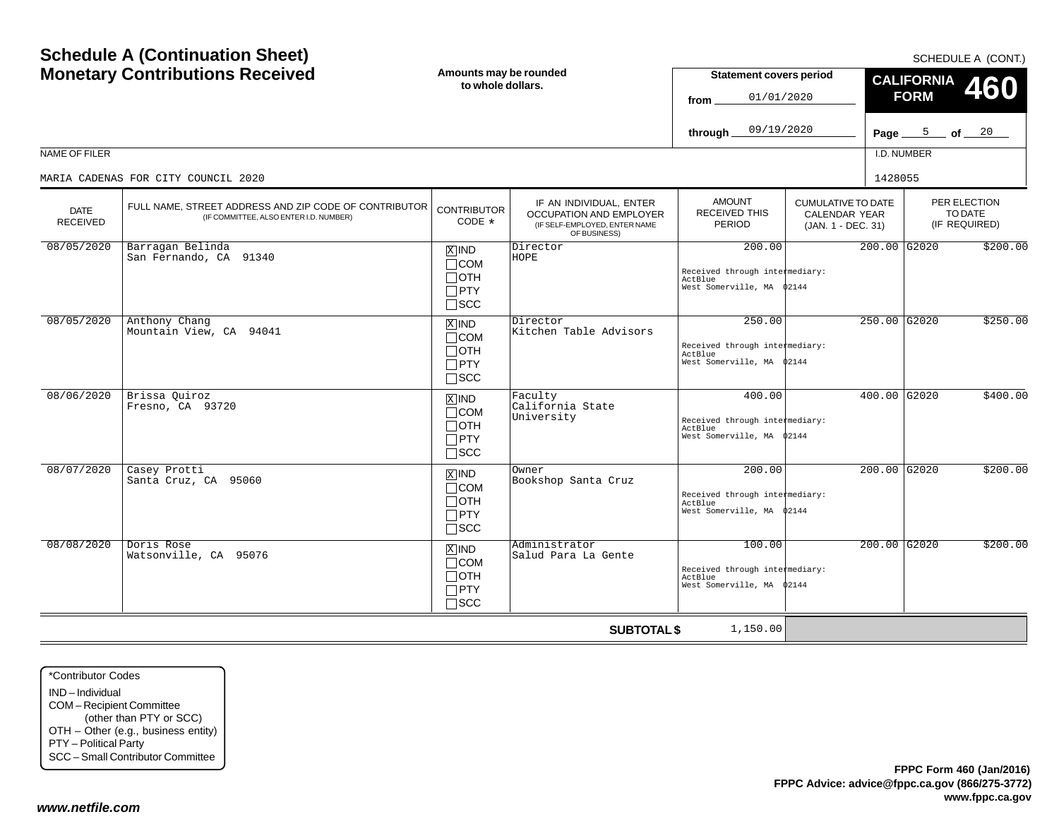# Schedule A (Continuation Sheet) Monetary Contributions Received

SCHEDULE A (CONT.)

**Amounts may be rounded to whole dollars.**

**Statement covers period**
from 01/01/2020
through 09/19/2020

**CALIFORNIA FORM 460**

Page 5 of 20

NAME OF FILER: MARIA CADENAS FOR CITY COUNCIL 2020

I.D. NUMBER: 1428055

| DATE RECEIVED | FULL NAME, STREET ADDRESS AND ZIP CODE OF CONTRIBUTOR (IF COMMITTEE, ALSO ENTER I.D. NUMBER) | CONTRIBUTOR CODE * | IF AN INDIVIDUAL, ENTER OCCUPATION AND EMPLOYER (IF SELF-EMPLOYED, ENTER NAME OF BUSINESS) | AMOUNT RECEIVED THIS PERIOD | CUMULATIVE TO DATE CALENDAR YEAR (JAN. 1 - DEC. 31) | PER ELECTION TO DATE (IF REQUIRED) |
|---|---|---|---|---|---|---|
| 08/05/2020 | Barragan Belinda<br>San Fernando, CA 91340 | [X] IND [ ] COM [ ] OTH [ ] PTY [ ] SCC | Director<br>HOPE | 200.00<br>Received through intermediary:<br>ActBlue<br>West Somerville, MA 02144 | 200.00 | G2020 $200.00 |
| 08/05/2020 | Anthony Chang<br>Mountain View, CA 94041 | [X] IND [ ] COM [ ] OTH [ ] PTY [ ] SCC | Director<br>Kitchen Table Advisors | 250.00<br>Received through intermediary:<br>ActBlue<br>West Somerville, MA 02144 | 250.00 | G2020 $250.00 |
| 08/06/2020 | Brissa Quiroz<br>Fresno, CA 93720 | [X] IND [ ] COM [ ] OTH [ ] PTY [ ] SCC | Faculty<br>California State University | 400.00<br>Received through intermediary:<br>ActBlue<br>West Somerville, MA 02144 | 400.00 | G2020 $400.00 |
| 08/07/2020 | Casey Protti<br>Santa Cruz, CA 95060 | [X] IND [ ] COM [ ] OTH [ ] PTY [ ] SCC | Owner<br>Bookshop Santa Cruz | 200.00<br>Received through intermediary:<br>ActBlue<br>West Somerville, MA 02144 | 200.00 | G2020 $200.00 |
| 08/08/2020 | Doris Rose<br>Watsonville, CA 95076 | [X] IND [ ] COM [ ] OTH [ ] PTY [ ] SCC | Administrator<br>Salud Para La Gente | 100.00<br>Received through intermediary:<br>ActBlue<br>West Somerville, MA 02144 | 200.00 | G2020 $200.00 |
| | | | **SUBTOTAL $** | 1,150.00 | | |

*Contributor Codes
IND – Individual
COM – Recipient Committee (other than PTY or SCC)
OTH – Other (e.g., business entity)
PTY – Political Party
SCC – Small Contributor Committee

**FPPC Form 460 (Jan/2016)**
**FPPC Advice: advice@fppc.ca.gov (866/275-3772)**
**www.fppc.ca.gov**

***www.netfile.com***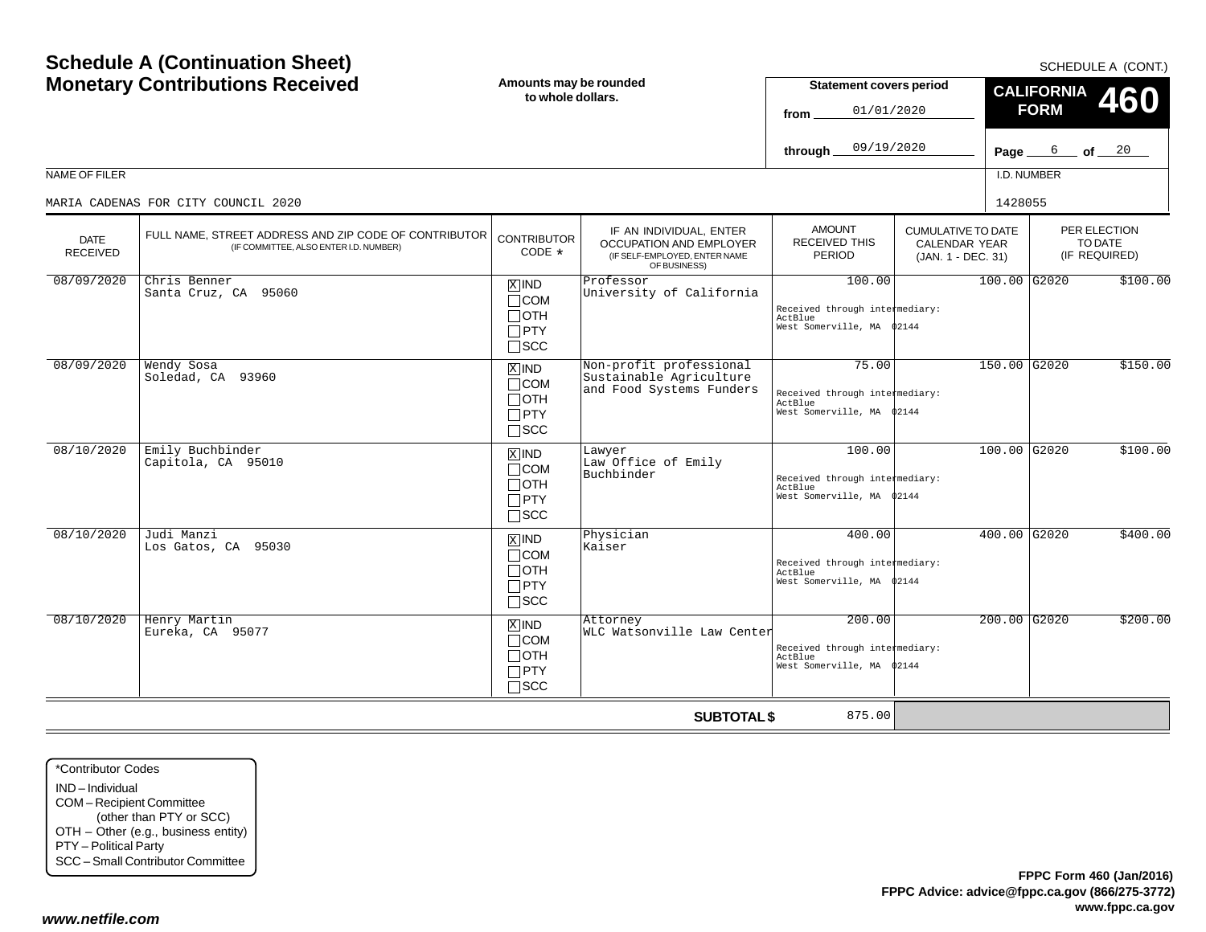# Schedule A (Continuation Sheet)
# Monetary Contributions Received

**Amounts may be rounded to whole dollars.**

SCHEDULE A (CONT.)

**Statement covers period**
from 01/01/2020
through 09/19/2020

**CALIFORNIA FORM 460**

Page 6 of 20

NAME OF FILER: MARIA CADENAS FOR CITY COUNCIL 2020

I.D. NUMBER: 1428055

| DATE RECEIVED | FULL NAME, STREET ADDRESS AND ZIP CODE OF CONTRIBUTOR (IF COMMITTEE, ALSO ENTER I.D. NUMBER) | CONTRIBUTOR CODE * | IF AN INDIVIDUAL, ENTER OCCUPATION AND EMPLOYER (IF SELF-EMPLOYED, ENTER NAME OF BUSINESS) | AMOUNT RECEIVED THIS PERIOD | CUMULATIVE TO DATE CALENDAR YEAR (JAN. 1 - DEC. 31) | PER ELECTION TO DATE (IF REQUIRED) |
|---|---|---|---|---|---|---|
| 08/09/2020 | Chris Benner<br>Santa Cruz, CA 95060 | [X] IND [ ] COM [ ] OTH [ ] PTY [ ] SCC | Professor<br>University of California | 100.00<br>Received through intermediary:<br>ActBlue<br>West Somerville, MA 02144 | 100.00 | G2020 $100.00 |
| 08/09/2020 | Wendy Sosa<br>Soledad, CA 93960 | [X] IND [ ] COM [ ] OTH [ ] PTY [ ] SCC | Non-profit professional<br>Sustainable Agriculture and Food Systems Funders | 75.00<br>Received through intermediary:<br>ActBlue<br>West Somerville, MA 02144 | 150.00 | G2020 $150.00 |
| 08/10/2020 | Emily Buchbinder<br>Capitola, CA 95010 | [X] IND [ ] COM [ ] OTH [ ] PTY [ ] SCC | Lawyer<br>Law Office of Emily Buchbinder | 100.00<br>Received through intermediary:<br>ActBlue<br>West Somerville, MA 02144 | 100.00 | G2020 $100.00 |
| 08/10/2020 | Judi Manzi<br>Los Gatos, CA 95030 | [X] IND [ ] COM [ ] OTH [ ] PTY [ ] SCC | Physician<br>Kaiser | 400.00<br>Received through intermediary:<br>ActBlue<br>West Somerville, MA 02144 | 400.00 | G2020 $400.00 |
| 08/10/2020 | Henry Martin<br>Eureka, CA 95077 | [X] IND [ ] COM [ ] OTH [ ] PTY [ ] SCC | Attorney<br>WLC Watsonville Law Center | 200.00<br>Received through intermediary:<br>ActBlue<br>West Somerville, MA 02144 | 200.00 | G2020 $200.00 |
| | | | **SUBTOTAL $** | 875.00 | | |

*Contributor Codes
- IND – Individual
- COM – Recipient Committee (other than PTY or SCC)
- OTH – Other (e.g., business entity)
- PTY – Political Party
- SCC – Small Contributor Committee

**FPPC Form 460 (Jan/2016)**
**FPPC Advice: advice@fppc.ca.gov (866/275-3772)**
**www.fppc.ca.gov**

***www.netfile.com***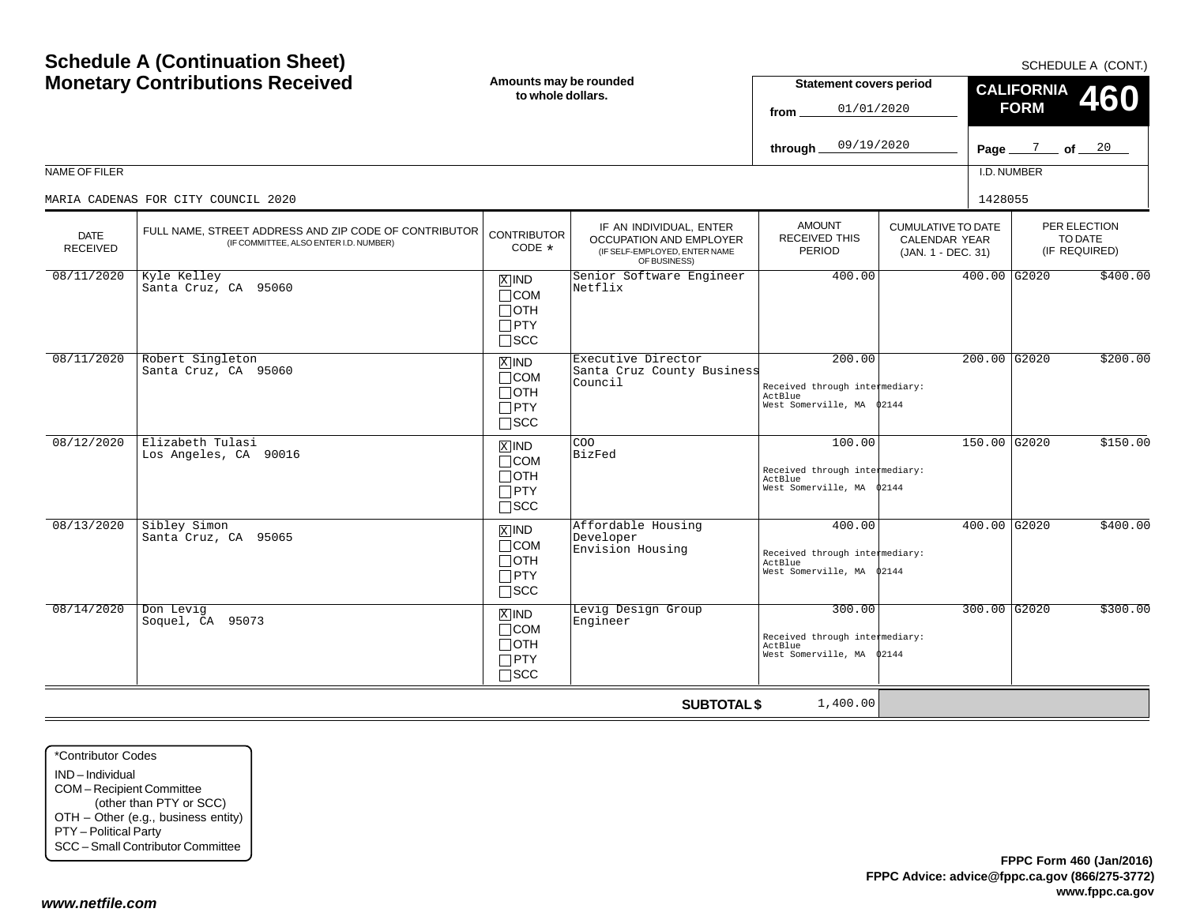# Schedule A (Continuation Sheet)
# Monetary Contributions Received

SCHEDULE A (CONT.)

**Amounts may be rounded to whole dollars.**

**Statement covers period**

from 01/01/2020

through 09/19/2020

**CALIFORNIA FORM 460**

Page 7 of 20

NAME OF FILER: MARIA CADENAS FOR CITY COUNCIL 2020

I.D. NUMBER: 1428055

| DATE RECEIVED | FULL NAME, STREET ADDRESS AND ZIP CODE OF CONTRIBUTOR (IF COMMITTEE, ALSO ENTER I.D. NUMBER) | CONTRIBUTOR CODE * | IF AN INDIVIDUAL, ENTER OCCUPATION AND EMPLOYER (IF SELF-EMPLOYED, ENTER NAME OF BUSINESS) | AMOUNT RECEIVED THIS PERIOD | CUMULATIVE TO DATE CALENDAR YEAR (JAN. 1 - DEC. 31) | PER ELECTION TO DATE (IF REQUIRED) | |
|---|---|---|---|---|---|---|---|
| 08/11/2020 | Kyle Kelley<br>Santa Cruz, CA 95060 | [X] IND [ ] COM [ ] OTH [ ] PTY [ ] SCC | Senior Software Engineer<br>Netflix | 400.00 | 400.00 | G2020 | $400.00 |
| 08/11/2020 | Robert Singleton<br>Santa Cruz, CA 95060 | [X] IND [ ] COM [ ] OTH [ ] PTY [ ] SCC | Executive Director<br>Santa Cruz County Business Council | 200.00<br>Received through intermediary:<br>ActBlue<br>West Somerville, MA 02144 | 200.00 | G2020 | $200.00 |
| 08/12/2020 | Elizabeth Tulasi<br>Los Angeles, CA 90016 | [X] IND [ ] COM [ ] OTH [ ] PTY [ ] SCC | COO<br>BizFed | 100.00<br>Received through intermediary:<br>ActBlue<br>West Somerville, MA 02144 | 150.00 | G2020 | $150.00 |
| 08/13/2020 | Sibley Simon<br>Santa Cruz, CA 95065 | [X] IND [ ] COM [ ] OTH [ ] PTY [ ] SCC | Affordable Housing Developer<br>Envision Housing | 400.00<br>Received through intermediary:<br>ActBlue<br>West Somerville, MA 02144 | 400.00 | G2020 | $400.00 |
| 08/14/2020 | Don Levig<br>Soquel, CA 95073 | [X] IND [ ] COM [ ] OTH [ ] PTY [ ] SCC | Levig Design Group<br>Engineer | 300.00<br>Received through intermediary:<br>ActBlue<br>West Somerville, MA 02144 | 300.00 | G2020 | $300.00 |
| | | | **SUBTOTAL $** | 1,400.00 | | | |

*Contributor Codes
- IND – Individual
- COM – Recipient Committee (other than PTY or SCC)
- OTH – Other (e.g., business entity)
- PTY – Political Party
- SCC – Small Contributor Committee

**FPPC Form 460 (Jan/2016)**
**FPPC Advice: advice@fppc.ca.gov (866/275-3772)**
**www.fppc.ca.gov**

*www.netfile.com*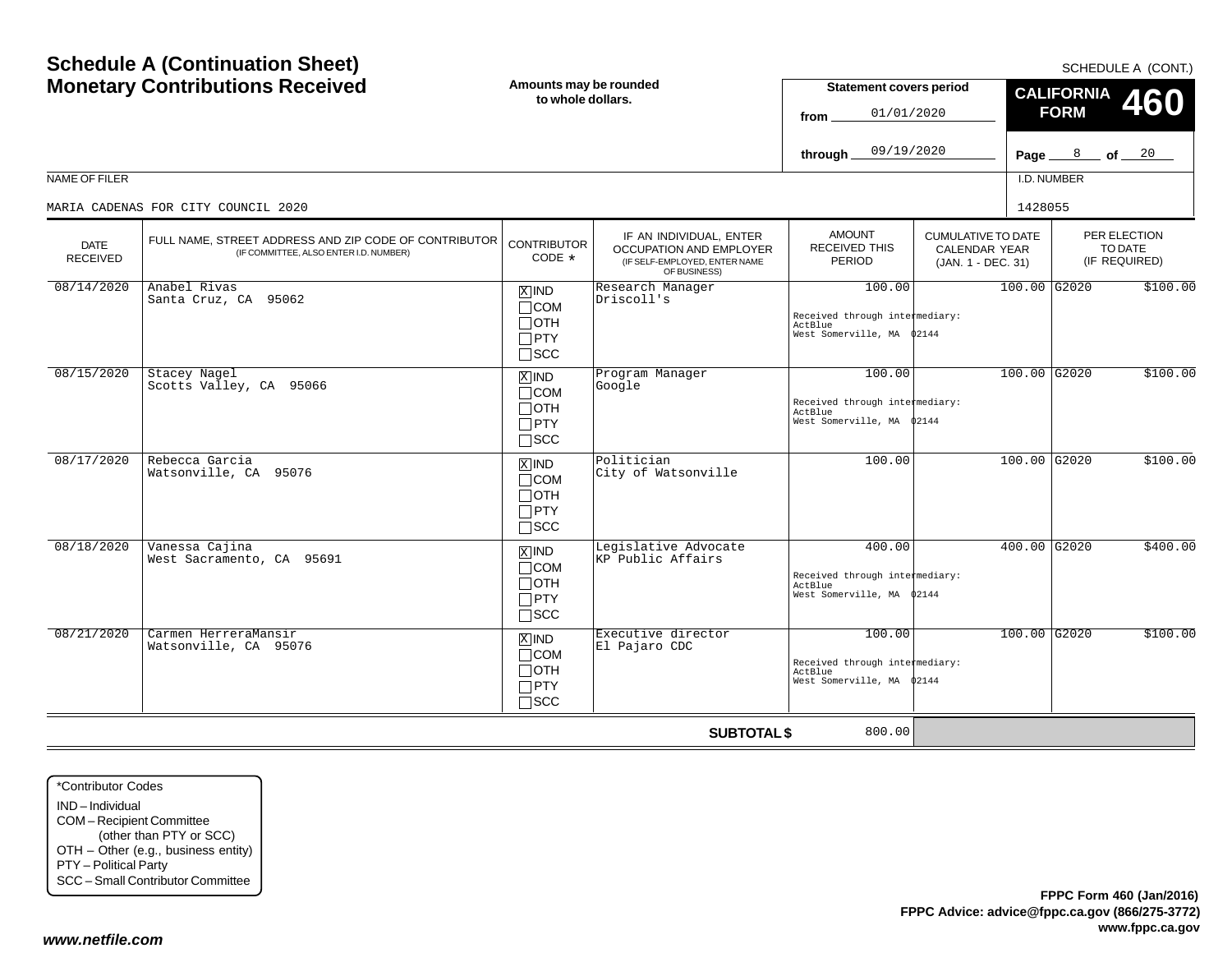# Schedule A (Continuation Sheet)
# Monetary Contributions Received

SCHEDULE A (CONT.)

**Amounts may be rounded to whole dollars.**

**Statement covers period**
from 01/01/2020
through 09/19/2020

**CALIFORNIA FORM 460**

NAME OF FILER: MARIA CADENAS FOR CITY COUNCIL 2020

I.D. NUMBER: 1428055

| DATE RECEIVED | FULL NAME, STREET ADDRESS AND ZIP CODE OF CONTRIBUTOR (IF COMMITTEE, ALSO ENTER I.D. NUMBER) | CONTRIBUTOR CODE * | IF AN INDIVIDUAL, ENTER OCCUPATION AND EMPLOYER (IF SELF-EMPLOYED, ENTER NAME OF BUSINESS) | AMOUNT RECEIVED THIS PERIOD | CUMULATIVE TO DATE CALENDAR YEAR (JAN. 1 - DEC. 31) | PER ELECTION TO DATE (IF REQUIRED) | |
|---|---|---|---|---|---|---|---|
| 08/14/2020 | Anabel Rivas<br>Santa Cruz, CA 95062 | [X] IND [ ] COM [ ] OTH [ ] PTY [ ] SCC | Research Manager<br>Driscoll's | 100.00<br>Received through intermediary:<br>ActBlue<br>West Somerville, MA 02144 | 100.00 | G2020 | $100.00 |
| 08/15/2020 | Stacey Nagel<br>Scotts Valley, CA 95066 | [X] IND [ ] COM [ ] OTH [ ] PTY [ ] SCC | Program Manager<br>Google | 100.00<br>Received through intermediary:<br>ActBlue<br>West Somerville, MA 02144 | 100.00 | G2020 | $100.00 |
| 08/17/2020 | Rebecca Garcia<br>Watsonville, CA 95076 | [X] IND [ ] COM [ ] OTH [ ] PTY [ ] SCC | Politician<br>City of Watsonville | 100.00 | 100.00 | G2020 | $100.00 |
| 08/18/2020 | Vanessa Cajina<br>West Sacramento, CA 95691 | [X] IND [ ] COM [ ] OTH [ ] PTY [ ] SCC | Legislative Advocate<br>KP Public Affairs | 400.00<br>Received through intermediary:<br>ActBlue<br>West Somerville, MA 02144 | 400.00 | G2020 | $400.00 |
| 08/21/2020 | Carmen HerreraMansir<br>Watsonville, CA 95076 | [X] IND [ ] COM [ ] OTH [ ] PTY [ ] SCC | Executive director<br>El Pajaro CDC | 100.00<br>Received through intermediary:<br>ActBlue<br>West Somerville, MA 02144 | 100.00 | G2020 | $100.00 |
| | | | **SUBTOTAL $** | 800.00 | | | |

*Contributor Codes
IND – Individual
COM – Recipient Committee (other than PTY or SCC)
OTH – Other (e.g., business entity)
PTY – Political Party
SCC – Small Contributor Committee

**FPPC Form 460 (Jan/2016)**
**FPPC Advice: advice@fppc.ca.gov (866/275-3772)**
**www.fppc.ca.gov**

***www.netfile.com***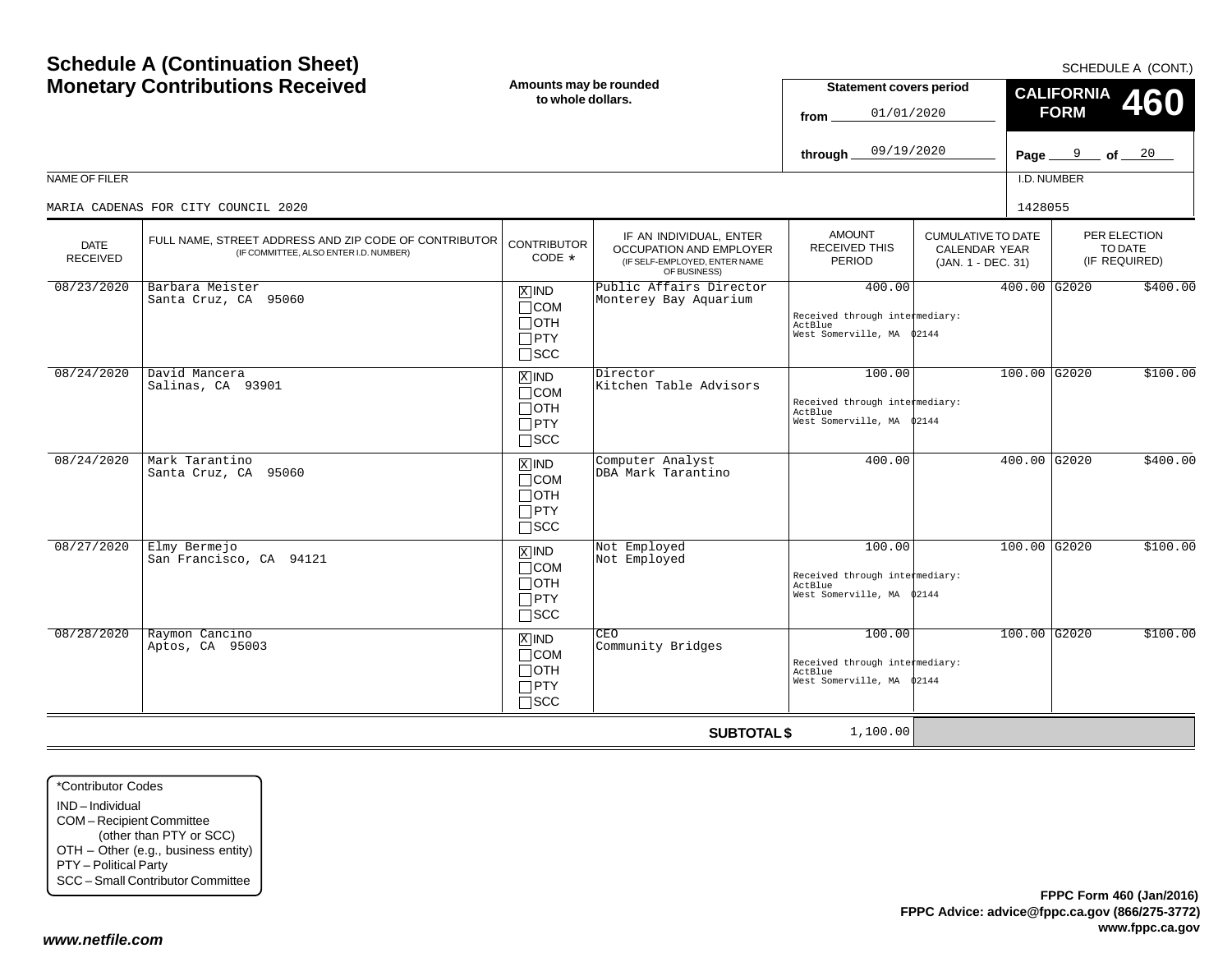# Schedule A (Continuation Sheet)
# Monetary Contributions Received

SCHEDULE A (CONT.)

**Amounts may be rounded to whole dollars.**

**Statement covers period**
from 01/01/2020
through 09/19/2020

**CALIFORNIA FORM 460**

Page 9 of 20

NAME OF FILER: MARIA CADENAS FOR CITY COUNCIL 2020

I.D. NUMBER: 1428055

| DATE RECEIVED | FULL NAME, STREET ADDRESS AND ZIP CODE OF CONTRIBUTOR (IF COMMITTEE, ALSO ENTER I.D. NUMBER) | CONTRIBUTOR CODE * | IF AN INDIVIDUAL, ENTER OCCUPATION AND EMPLOYER (IF SELF-EMPLOYED, ENTER NAME OF BUSINESS) | AMOUNT RECEIVED THIS PERIOD | CUMULATIVE TO DATE CALENDAR YEAR (JAN. 1 - DEC. 31) | PER ELECTION TO DATE (IF REQUIRED) | |
|---|---|---|---|---|---|---|---|
| 08/23/2020 | Barbara Meister<br>Santa Cruz, CA 95060 | [X] IND [ ] COM [ ] OTH [ ] PTY [ ] SCC | Public Affairs Director<br>Monterey Bay Aquarium | 400.00<br>Received through intermediary:<br>ActBlue<br>West Somerville, MA 02144 | 400.00 | G2020 | $400.00 |
| 08/24/2020 | David Mancera<br>Salinas, CA 93901 | [X] IND [ ] COM [ ] OTH [ ] PTY [ ] SCC | Director<br>Kitchen Table Advisors | 100.00<br>Received through intermediary:<br>ActBlue<br>West Somerville, MA 02144 | 100.00 | G2020 | $100.00 |
| 08/24/2020 | Mark Tarantino<br>Santa Cruz, CA 95060 | [X] IND [ ] COM [ ] OTH [ ] PTY [ ] SCC | Computer Analyst<br>DBA Mark Tarantino | 400.00 | 400.00 | G2020 | $400.00 |
| 08/27/2020 | Elmy Bermejo<br>San Francisco, CA 94121 | [X] IND [ ] COM [ ] OTH [ ] PTY [ ] SCC | Not Employed<br>Not Employed | 100.00<br>Received through intermediary:<br>ActBlue<br>West Somerville, MA 02144 | 100.00 | G2020 | $100.00 |
| 08/28/2020 | Raymon Cancino<br>Aptos, CA 95003 | [X] IND [ ] COM [ ] OTH [ ] PTY [ ] SCC | CEO<br>Community Bridges | 100.00<br>Received through intermediary:<br>ActBlue<br>West Somerville, MA 02144 | 100.00 | G2020 | $100.00 |
| | | | **SUBTOTAL $** | 1,100.00 | | | |

*Contributor Codes
IND – Individual
COM – Recipient Committee (other than PTY or SCC)
OTH – Other (e.g., business entity)
PTY – Political Party
SCC – Small Contributor Committee

**FPPC Form 460 (Jan/2016)**
**FPPC Advice: advice@fppc.ca.gov (866/275-3772)**
**www.fppc.ca.gov**

*www.netfile.com*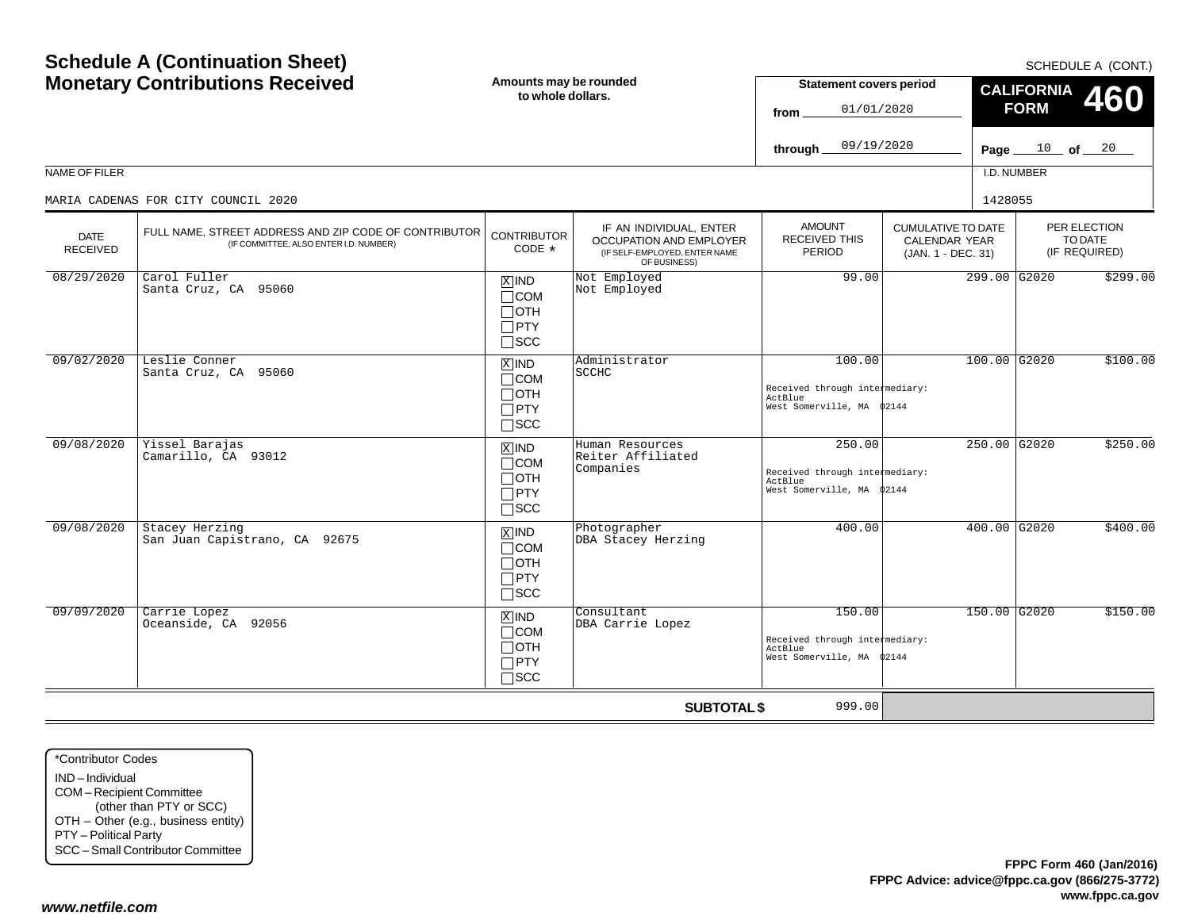# Schedule A (Continuation Sheet)
# Monetary Contributions Received

**Amounts may be rounded to whole dollars.**

SCHEDULE A (CONT.)

**Statement covers period**
from 01/01/2020
through 09/19/2020

**CALIFORNIA FORM 460**

Page 10 of 20

NAME OF FILER: MARIA CADENAS FOR CITY COUNCIL 2020

I.D. NUMBER: 1428055

| DATE RECEIVED | FULL NAME, STREET ADDRESS AND ZIP CODE OF CONTRIBUTOR (IF COMMITTEE, ALSO ENTER I.D. NUMBER) | CONTRIBUTOR CODE * | IF AN INDIVIDUAL, ENTER OCCUPATION AND EMPLOYER (IF SELF-EMPLOYED, ENTER NAME OF BUSINESS) | AMOUNT RECEIVED THIS PERIOD | CUMULATIVE TO DATE CALENDAR YEAR (JAN. 1 - DEC. 31) | PER ELECTION TO DATE (IF REQUIRED) |
|---|---|---|---|---|---|---|
| 08/29/2020 | Carol Fuller<br>Santa Cruz, CA 95060 | [X] IND<br>[ ] COM<br>[ ] OTH<br>[ ] PTY<br>[ ] SCC | Not Employed<br>Not Employed | 99.00 | 299.00 | G2020 $299.00 |
| 09/02/2020 | Leslie Conner<br>Santa Cruz, CA 95060 | [X] IND<br>[ ] COM<br>[ ] OTH<br>[ ] PTY<br>[ ] SCC | Administrator<br>SCCHC | 100.00<br>Received through intermediary:<br>ActBlue<br>West Somerville, MA 02144 | 100.00 | G2020 $100.00 |
| 09/08/2020 | Yissel Barajas<br>Camarillo, CA 93012 | [X] IND<br>[ ] COM<br>[ ] OTH<br>[ ] PTY<br>[ ] SCC | Human Resources<br>Reiter Affiliated Companies | 250.00<br>Received through intermediary:<br>ActBlue<br>West Somerville, MA 02144 | 250.00 | G2020 $250.00 |
| 09/08/2020 | Stacey Herzing<br>San Juan Capistrano, CA 92675 | [X] IND<br>[ ] COM<br>[ ] OTH<br>[ ] PTY<br>[ ] SCC | Photographer<br>DBA Stacey Herzing | 400.00 | 400.00 | G2020 $400.00 |
| 09/09/2020 | Carrie Lopez<br>Oceanside, CA 92056 | [X] IND<br>[ ] COM<br>[ ] OTH<br>[ ] PTY<br>[ ] SCC | Consultant<br>DBA Carrie Lopez | 150.00<br>Received through intermediary:<br>ActBlue<br>West Somerville, MA 02144 | 150.00 | G2020 $150.00 |
| | | | **SUBTOTAL $** | 999.00 | | |

*Contributor Codes
- IND – Individual
- COM – Recipient Committee (other than PTY or SCC)
- OTH – Other (e.g., business entity)
- PTY – Political Party
- SCC – Small Contributor Committee

**FPPC Form 460 (Jan/2016)**
**FPPC Advice: advice@fppc.ca.gov (866/275-3772)**
**www.fppc.ca.gov**

***www.netfile.com***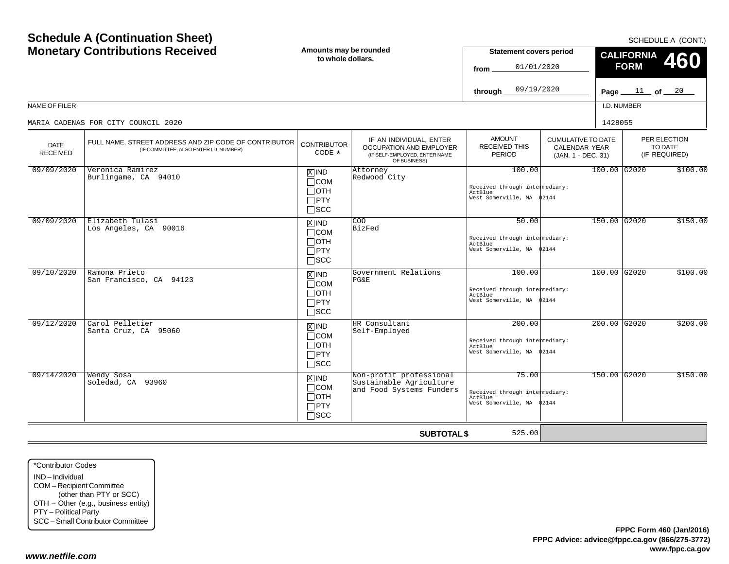# Schedule A (Continuation Sheet)
# Monetary Contributions Received

SCHEDULE A (CONT.)

**Amounts may be rounded to whole dollars.**

**Statement covers period**
from 01/01/2020
through 09/19/2020

**CALIFORNIA FORM 460**

Page 11 of 20

NAME OF FILER: MARIA CADENAS FOR CITY COUNCIL 2020

I.D. NUMBER: 1428055

| DATE RECEIVED | FULL NAME, STREET ADDRESS AND ZIP CODE OF CONTRIBUTOR (IF COMMITTEE, ALSO ENTER I.D. NUMBER) | CONTRIBUTOR CODE * | IF AN INDIVIDUAL, ENTER OCCUPATION AND EMPLOYER (IF SELF-EMPLOYED, ENTER NAME OF BUSINESS) | AMOUNT RECEIVED THIS PERIOD | CUMULATIVE TO DATE CALENDAR YEAR (JAN. 1 - DEC. 31) | PER ELECTION TO DATE (IF REQUIRED) | |
|---|---|---|---|---|---|---|---|
| 09/09/2020 | Veronica Ramirez<br>Burlingame, CA 94010 | [X] IND<br>[ ] COM<br>[ ] OTH<br>[ ] PTY<br>[ ] SCC | Attorney<br>Redwood City | 100.00<br>Received through intermediary:<br>ActBlue<br>West Somerville, MA 02144 | 100.00 | G2020 | $100.00 |
| 09/09/2020 | Elizabeth Tulasi<br>Los Angeles, CA 90016 | [X] IND<br>[ ] COM<br>[ ] OTH<br>[ ] PTY<br>[ ] SCC | COO<br>BizFed | 50.00<br>Received through intermediary:<br>ActBlue<br>West Somerville, MA 02144 | 150.00 | G2020 | $150.00 |
| 09/10/2020 | Ramona Prieto<br>San Francisco, CA 94123 | [X] IND<br>[ ] COM<br>[ ] OTH<br>[ ] PTY<br>[ ] SCC | Government Relations<br>PG&E | 100.00<br>Received through intermediary:<br>ActBlue<br>West Somerville, MA 02144 | 100.00 | G2020 | $100.00 |
| 09/12/2020 | Carol Pelletier<br>Santa Cruz, CA 95060 | [X] IND<br>[ ] COM<br>[ ] OTH<br>[ ] PTY<br>[ ] SCC | HR Consultant<br>Self-Employed | 200.00<br>Received through intermediary:<br>ActBlue<br>West Somerville, MA 02144 | 200.00 | G2020 | $200.00 |
| 09/14/2020 | Wendy Sosa<br>Soledad, CA 93960 | [X] IND<br>[ ] COM<br>[ ] OTH<br>[ ] PTY<br>[ ] SCC | Non-profit professional<br>Sustainable Agriculture and Food Systems Funders | 75.00<br>Received through intermediary:<br>ActBlue<br>West Somerville, MA 02144 | 150.00 | G2020 | $150.00 |
| | | | **SUBTOTAL $** | 525.00 | | | |

*Contributor Codes
- IND – Individual
- COM – Recipient Committee (other than PTY or SCC)
- OTH – Other (e.g., business entity)
- PTY – Political Party
- SCC – Small Contributor Committee

**FPPC Form 460 (Jan/2016)**
**FPPC Advice: advice@fppc.ca.gov (866/275-3772)**
**www.fppc.ca.gov**

***www.netfile.com***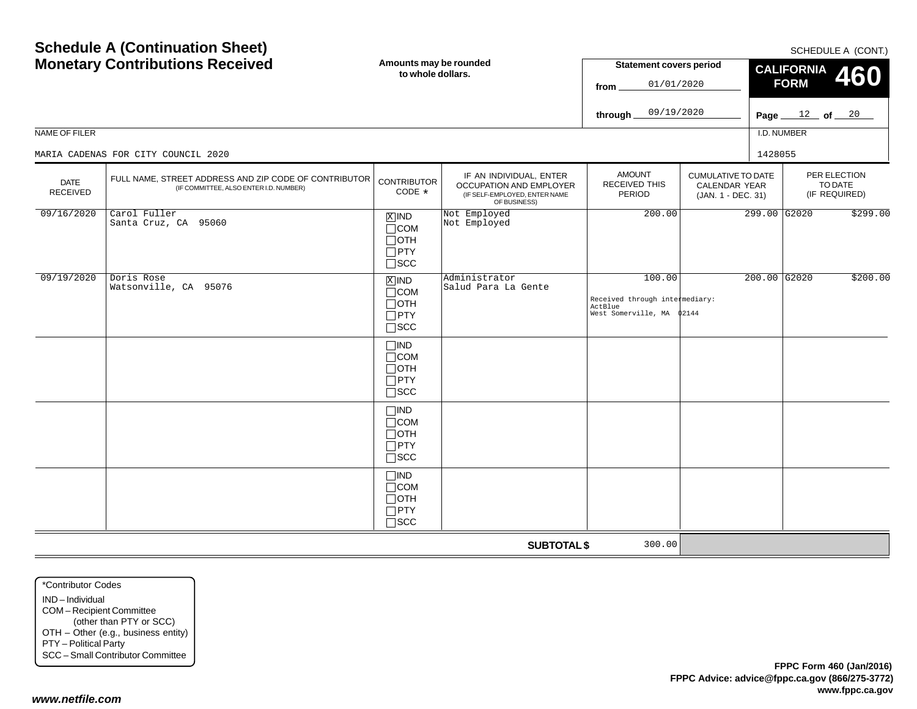# Schedule A (Continuation Sheet)
# Monetary Contributions Received

SCHEDULE A (CONT.)

**Amounts may be rounded to whole dollars.**

**Statement covers period**
from 01/01/2020
through 09/19/2020

**CALIFORNIA FORM 460**

Page 12 of 20

NAME OF FILER: MARIA CADENAS FOR CITY COUNCIL 2020

I.D. NUMBER: 1428055

| DATE RECEIVED | FULL NAME, STREET ADDRESS AND ZIP CODE OF CONTRIBUTOR (IF COMMITTEE, ALSO ENTER I.D. NUMBER) | CONTRIBUTOR CODE * | IF AN INDIVIDUAL, ENTER OCCUPATION AND EMPLOYER (IF SELF-EMPLOYED, ENTER NAME OF BUSINESS) | AMOUNT RECEIVED THIS PERIOD | CUMULATIVE TO DATE CALENDAR YEAR (JAN. 1 - DEC. 31) | PER ELECTION TO DATE (IF REQUIRED) |
|---|---|---|---|---|---|---|
| 09/16/2020 | Carol Fuller<br>Santa Cruz, CA 95060 | [X] IND<br>[ ] COM<br>[ ] OTH<br>[ ] PTY<br>[ ] SCC | Not Employed<br>Not Employed | 200.00 | 299.00 | G2020 $299.00 |
| 09/19/2020 | Doris Rose<br>Watsonville, CA 95076 | [X] IND<br>[ ] COM<br>[ ] OTH<br>[ ] PTY<br>[ ] SCC | Administrator<br>Salud Para La Gente | 100.00<br>Received through intermediary:<br>ActBlue<br>West Somerville, MA 02144 | 200.00 | G2020 $200.00 |
| | | [ ] IND<br>[ ] COM<br>[ ] OTH<br>[ ] PTY<br>[ ] SCC | | | | |
| | | [ ] IND<br>[ ] COM<br>[ ] OTH<br>[ ] PTY<br>[ ] SCC | | | | |
| | | [ ] IND<br>[ ] COM<br>[ ] OTH<br>[ ] PTY<br>[ ] SCC | | | | |
| | | | **SUBTOTAL $** | 300.00 | | |

*Contributor Codes
IND – Individual
COM – Recipient Committee (other than PTY or SCC)
OTH – Other (e.g., business entity)
PTY – Political Party
SCC – Small Contributor Committee

**FPPC Form 460 (Jan/2016)**
**FPPC Advice: advice@fppc.ca.gov (866/275-3772)**
**www.fppc.ca.gov**

*www.netfile.com*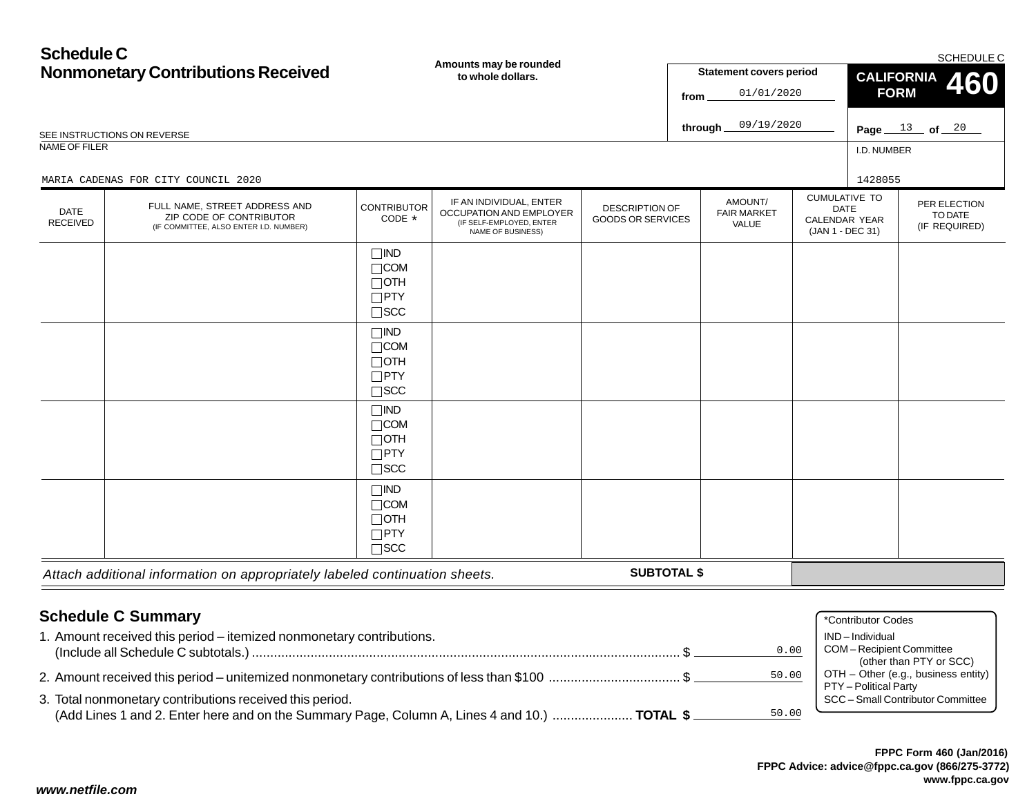# Schedule C
## Nonmonetary Contributions Received

**Amounts may be rounded to whole dollars.**

**Statement covers period**
from 01/01/2020
through 09/19/2020

**SCHEDULE C**
**CALIFORNIA FORM 460**

SEE INSTRUCTIONS ON REVERSE

NAME OF FILER: MARIA CADENAS FOR CITY COUNCIL 2020

I.D. NUMBER: 1428055

| DATE RECEIVED | FULL NAME, STREET ADDRESS AND ZIP CODE OF CONTRIBUTOR (IF COMMITTEE, ALSO ENTER I.D. NUMBER) | CONTRIBUTOR CODE * | IF AN INDIVIDUAL, ENTER OCCUPATION AND EMPLOYER (IF SELF-EMPLOYED, ENTER NAME OF BUSINESS) | DESCRIPTION OF GOODS OR SERVICES | AMOUNT/ FAIR MARKET VALUE | CUMULATIVE TO DATE CALENDAR YEAR (JAN 1 - DEC 31) | PER ELECTION TO DATE (IF REQUIRED) |
|---|---|---|---|---|---|---|---|
| | | ☐IND ☐COM ☐OTH ☐PTY ☐SCC | | | | | |
| | | ☐IND ☐COM ☐OTH ☐PTY ☐SCC | | | | | |
| | | ☐IND ☐COM ☐OTH ☐PTY ☐SCC | | | | | |
| | | ☐IND ☐COM ☐OTH ☐PTY ☐SCC | | | | | |

*Attach additional information on appropriately labeled continuation sheets.* **SUBTOTAL $**

## Schedule C Summary

1. Amount received this period – itemized nonmonetary contributions. (Include all Schedule C subtotals.) .......... $ 0.00
2. Amount received this period – unitemized nonmonetary contributions of less than $100 .......... $ 50.00
3. Total nonmonetary contributions received this period. (Add Lines 1 and 2. Enter here and on the Summary Page, Column A, Lines 4 and 10.) .......... **TOTAL $** 50.00

*Contributor Codes
- IND – Individual
- COM – Recipient Committee (other than PTY or SCC)
- OTH – Other (e.g., business entity)
- PTY – Political Party
- SCC – Small Contributor Committee

**FPPC Form 460 (Jan/2016)**
**FPPC Advice: advice@fppc.ca.gov (866/275-3772)**
**www.fppc.ca.gov**

***www.netfile.com***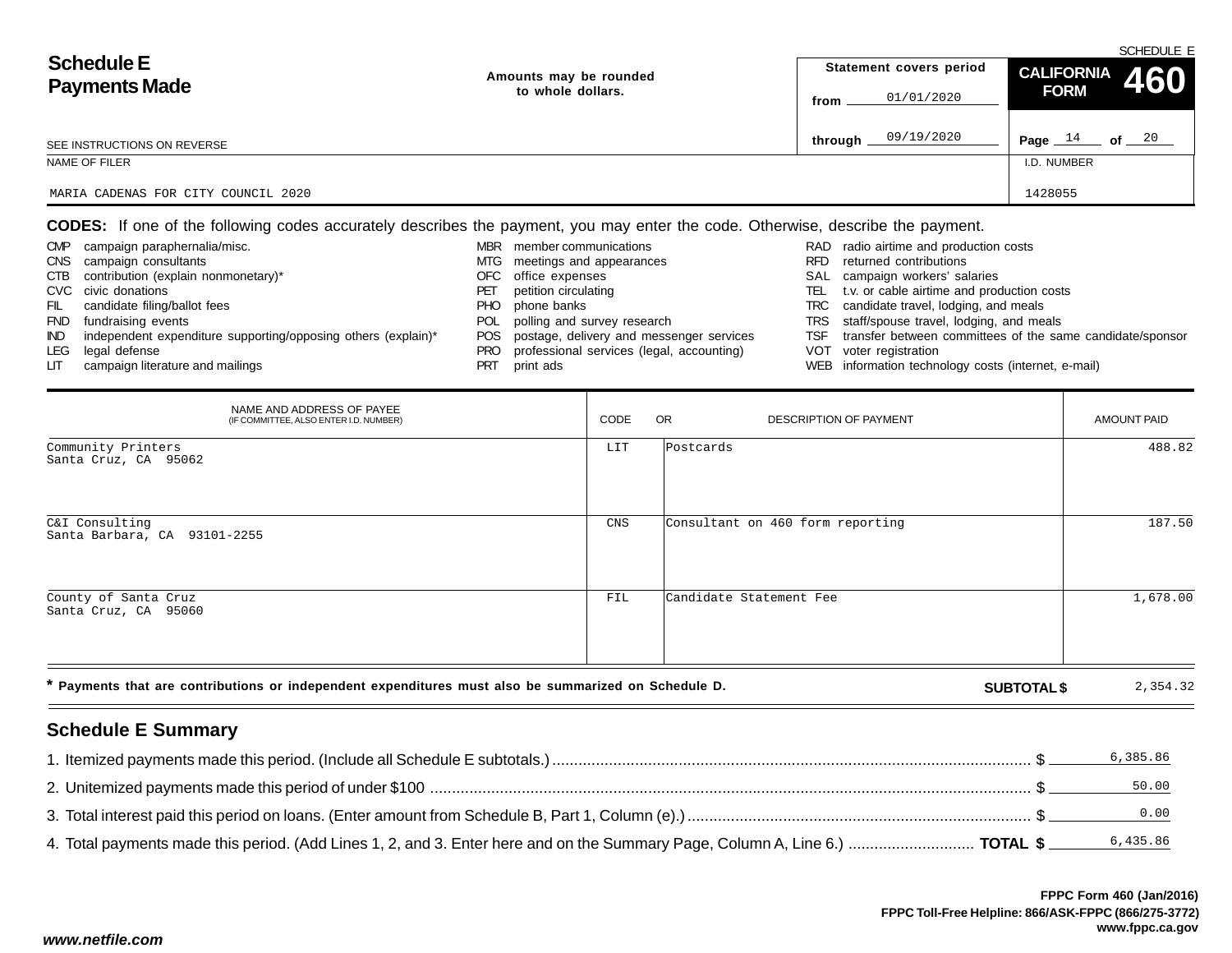# Schedule E
# Payments Made

Amounts may be rounded to whole dollars.

SCHEDULE E

| Statement covers period | CALIFORNIA FORM 460 |
|---|---|
| from 01/01/2020 | |
| through 09/19/2020 | Page 14 of 20 |

SEE INSTRUCTIONS ON REVERSE

| NAME OF FILER | I.D. NUMBER |
|---|---|
| MARIA CADENAS FOR CITY COUNCIL 2020 | 1428055 |

**CODES:** If one of the following codes accurately describes the payment, you may enter the code. Otherwise, describe the payment.

- CMP campaign paraphernalia/misc.
- CNS campaign consultants
- CTB contribution (explain nonmonetary)*
- CVC civic donations
- FIL candidate filing/ballot fees
- FND fundraising events
- IND independent expenditure supporting/opposing others (explain)*
- LEG legal defense
- LIT campaign literature and mailings
- MBR member communications
- MTG meetings and appearances
- OFC office expenses
- PET petition circulating
- PHO phone banks
- POL polling and survey research
- POS postage, delivery and messenger services
- PRO professional services (legal, accounting)
- PRT print ads
- RAD radio airtime and production costs
- RFD returned contributions
- SAL campaign workers' salaries
- TEL t.v. or cable airtime and production costs
- TRC candidate travel, lodging, and meals
- TRS staff/spouse travel, lodging, and meals
- TSF transfer between committees of the same candidate/sponsor
- VOT voter registration
- WEB information technology costs (internet, e-mail)

| NAME AND ADDRESS OF PAYEE (IF COMMITTEE, ALSO ENTER I.D. NUMBER) | CODE | OR DESCRIPTION OF PAYMENT | AMOUNT PAID |
|---|---|---|---|
| Community Printers<br>Santa Cruz, CA 95062 | LIT | Postcards | 488.82 |
| C&I Consulting<br>Santa Barbara, CA 93101-2255 | CNS | Consultant on 460 form reporting | 187.50 |
| County of Santa Cruz<br>Santa Cruz, CA 95060 | FIL | Candidate Statement Fee | 1,678.00 |

**\* Payments that are contributions or independent expenditures must also be summarized on Schedule D.** **SUBTOTAL $** 2,354.32

## Schedule E Summary

1. Itemized payments made this period. (Include all Schedule E subtotals.) ........ $ 6,385.86
2. Unitemized payments made this period of under $100 ........ $ 50.00
3. Total interest paid this period on loans. (Enter amount from Schedule B, Part 1, Column (e).) ........ $ 0.00
4. Total payments made this period. (Add Lines 1, 2, and 3. Enter here and on the Summary Page, Column A, Line 6.) ........ **TOTAL $** 6,435.86

**FPPC Form 460 (Jan/2016)**
**FPPC Toll-Free Helpline: 866/ASK-FPPC (866/275-3772)**
**www.fppc.ca.gov**

***www.netfile.com***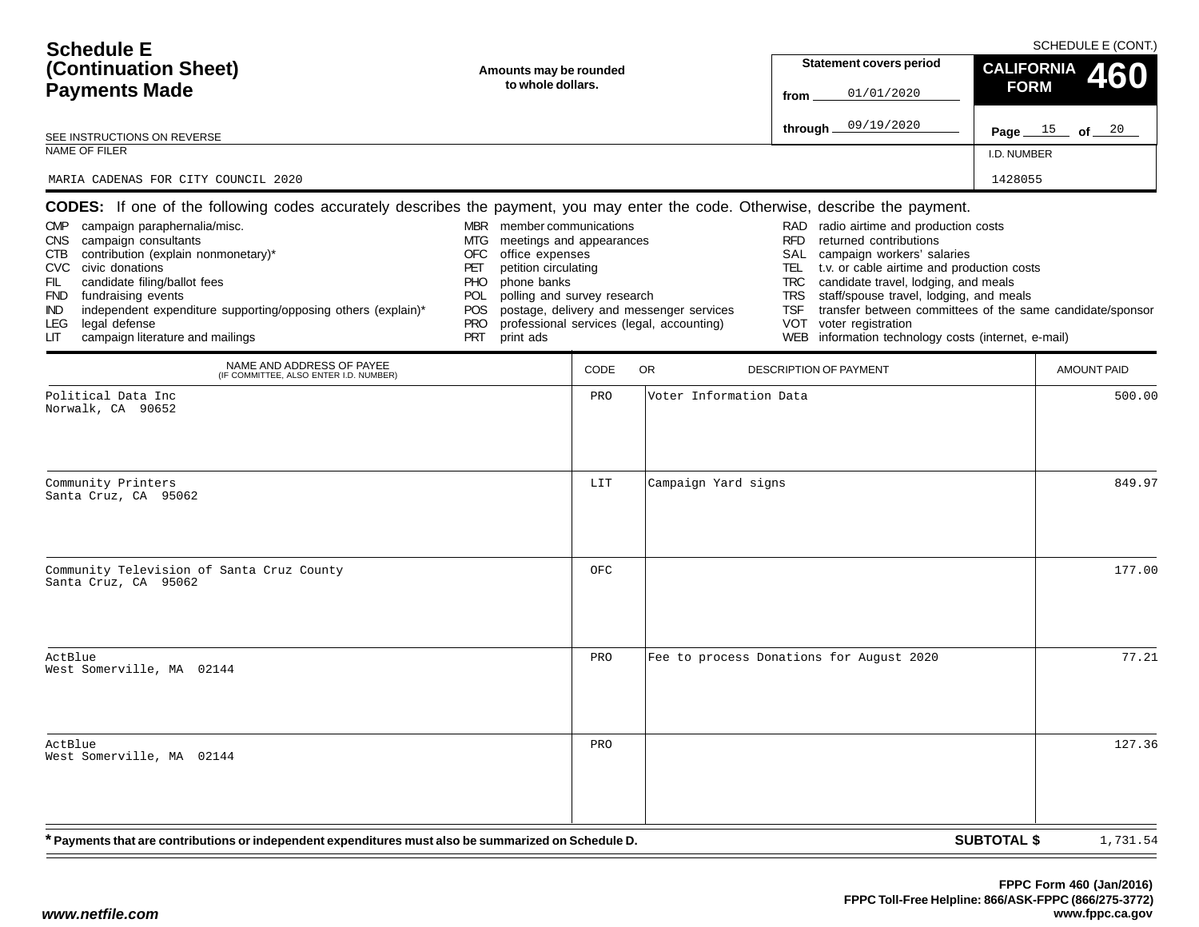# Schedule E (Continuation Sheet) Payments Made

SCHEDULE E (CONT.)

**Amounts may be rounded to whole dollars.**

| Statement covers period | |
|---|---|
| from | 01/01/2020 |
| through | 09/19/2020 |

**CALIFORNIA FORM 460**

Page 15 of 20

SEE INSTRUCTIONS ON REVERSE

NAME OF FILER: MARIA CADENAS FOR CITY COUNCIL 2020

I.D. NUMBER: 1428055

**CODES:** If one of the following codes accurately describes the payment, you may enter the code. Otherwise, describe the payment.

- CMP campaign paraphernalia/misc.
- CNS campaign consultants
- CTB contribution (explain nonmonetary)*
- CVC civic donations
- FIL candidate filing/ballot fees
- FND fundraising events
- IND independent expenditure supporting/opposing others (explain)*
- LEG legal defense
- LIT campaign literature and mailings
- MBR member communications
- MTG meetings and appearances
- OFC office expenses
- PET petition circulating
- PHO phone banks
- POL polling and survey research
- POS postage, delivery and messenger services
- PRO professional services (legal, accounting)
- PRT print ads
- RAD radio airtime and production costs
- RFD returned contributions
- SAL campaign workers' salaries
- TEL t.v. or cable airtime and production costs
- TRC candidate travel, lodging, and meals
- TRS staff/spouse travel, lodging, and meals
- TSF transfer between committees of the same candidate/sponsor
- VOT voter registration
- WEB information technology costs (internet, e-mail)

| NAME AND ADDRESS OF PAYEE (IF COMMITTEE, ALSO ENTER I.D. NUMBER) | CODE | OR DESCRIPTION OF PAYMENT | AMOUNT PAID |
|---|---|---|---|
| Political Data Inc<br>Norwalk, CA 90652 | PRO | Voter Information Data | 500.00 |
| Community Printers<br>Santa Cruz, CA 95062 | LIT | Campaign Yard signs | 849.97 |
| Community Television of Santa Cruz County<br>Santa Cruz, CA 95062 | OFC | | 177.00 |
| ActBlue<br>West Somerville, MA 02144 | PRO | Fee to process Donations for August 2020 | 77.21 |
| ActBlue<br>West Somerville, MA 02144 | PRO | | 127.36 |

**\* Payments that are contributions or independent expenditures must also be summarized on Schedule D.**

**SUBTOTAL $** 1,731.54

**FPPC Form 460 (Jan/2016)**
**FPPC Toll-Free Helpline: 866/ASK-FPPC (866/275-3772)**
**www.fppc.ca.gov**

*www.netfile.com*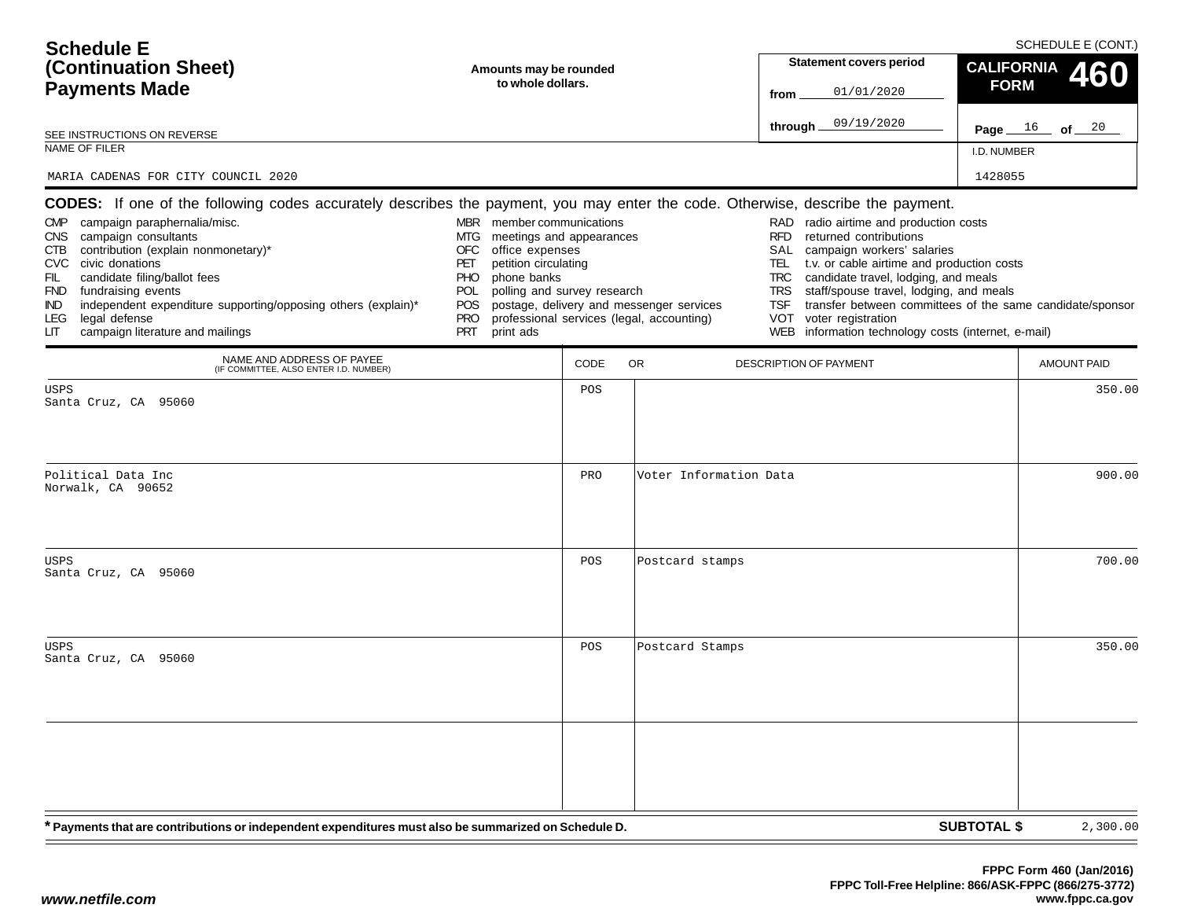# Schedule E (Continuation Sheet) Payments Made

SCHEDULE E (CONT.)

**Amounts may be rounded to whole dollars.**

| Statement covers period | |
|---|---|
| from | 01/01/2020 |
| through | 09/19/2020 |

**CALIFORNIA FORM 460**

Page 16 of 20

SEE INSTRUCTIONS ON REVERSE

NAME OF FILER: MARIA CADENAS FOR CITY COUNCIL 2020

I.D. NUMBER: 1428055

**CODES:** If one of the following codes accurately describes the payment, you may enter the code. Otherwise, describe the payment.

- CMP campaign paraphernalia/misc.
- CNS campaign consultants
- CTB contribution (explain nonmonetary)*
- CVC civic donations
- FIL candidate filing/ballot fees
- FND fundraising events
- IND independent expenditure supporting/opposing others (explain)*
- LEG legal defense
- LIT campaign literature and mailings
- MBR member communications
- MTG meetings and appearances
- OFC office expenses
- PET petition circulating
- PHO phone banks
- POL polling and survey research
- POS postage, delivery and messenger services
- PRO professional services (legal, accounting)
- PRT print ads
- RAD radio airtime and production costs
- RFD returned contributions
- SAL campaign workers' salaries
- TEL t.v. or cable airtime and production costs
- TRC candidate travel, lodging, and meals
- TRS staff/spouse travel, lodging, and meals
- TSF transfer between committees of the same candidate/sponsor
- VOT voter registration
- WEB information technology costs (internet, e-mail)

| NAME AND ADDRESS OF PAYEE (IF COMMITTEE, ALSO ENTER I.D. NUMBER) | CODE | OR DESCRIPTION OF PAYMENT | AMOUNT PAID |
|---|---|---|---|
| USPS<br>Santa Cruz, CA 95060 | POS | | 350.00 |
| Political Data Inc<br>Norwalk, CA 90652 | PRO | Voter Information Data | 900.00 |
| USPS<br>Santa Cruz, CA 95060 | POS | Postcard stamps | 700.00 |
| USPS<br>Santa Cruz, CA 95060 | POS | Postcard Stamps | 350.00 |
| | | | |

**\* Payments that are contributions or independent expenditures must also be summarized on Schedule D.**

**SUBTOTAL $** 2,300.00

**FPPC Form 460 (Jan/2016)**
**FPPC Toll-Free Helpline: 866/ASK-FPPC (866/275-3772)**
**www.fppc.ca.gov**

*www.netfile.com*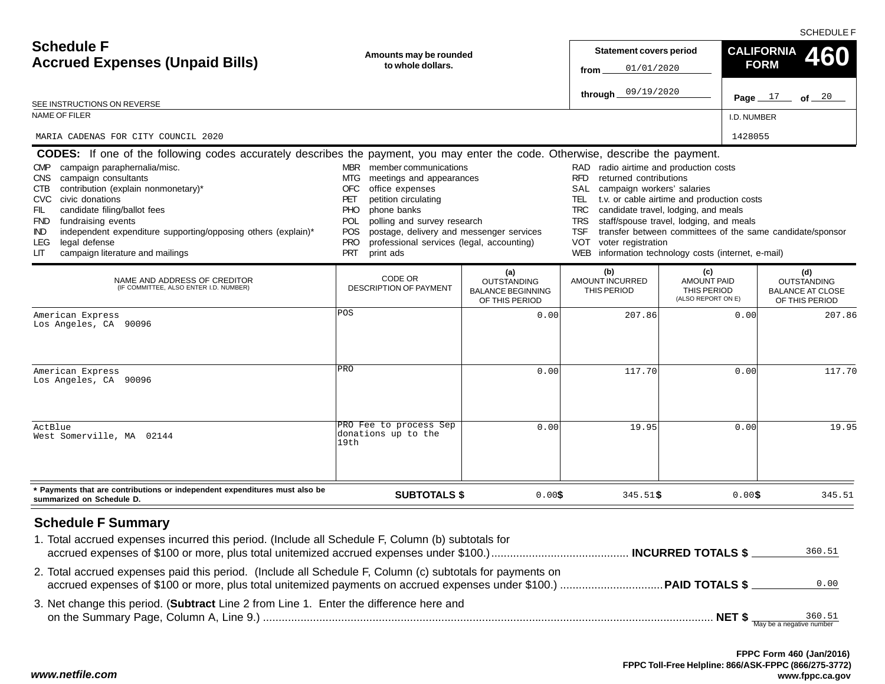SCHEDULE F

# Schedule F
## Accrued Expenses (Unpaid Bills)

**Amounts may be rounded to whole dollars.**

| Statement covers period | |
|---|---|
| from | 01/01/2020 |
| through | 09/19/2020 |

**CALIFORNIA FORM 460**

SEE INSTRUCTIONS ON REVERSE

NAME OF FILER: MARIA CADENAS FOR CITY COUNCIL 2020

I.D. NUMBER: 1428055

**CODES:** If one of the following codes accurately describes the payment, you may enter the code. Otherwise, describe the payment.

| | | | | | |
|---|---|---|---|---|---|
| CMP | campaign paraphernalia/misc. | MBR | member communications | RAD | radio airtime and production costs |
| CNS | campaign consultants | MTG | meetings and appearances | RFD | returned contributions |
| CTB | contribution (explain nonmonetary)* | OFC | office expenses | SAL | campaign workers' salaries |
| CVC | civic donations | PET | petition circulating | TEL | t.v. or cable airtime and production costs |
| FIL | candidate filing/ballot fees | PHO | phone banks | TRC | candidate travel, lodging, and meals |
| FND | fundraising events | POL | polling and survey research | TRS | staff/spouse travel, lodging, and meals |
| IND | independent expenditure supporting/opposing others (explain)* | POS | postage, delivery and messenger services | TSF | transfer between committees of the same candidate/sponsor |
| LEG | legal defense | PRO | professional services (legal, accounting) | VOT | voter registration |
| LIT | campaign literature and mailings | PRT | print ads | WEB | information technology costs (internet, e-mail) |

| NAME AND ADDRESS OF CREDITOR (IF COMMITTEE, ALSO ENTER I.D. NUMBER) | CODE OR DESCRIPTION OF PAYMENT | (a) OUTSTANDING BALANCE BEGINNING OF THIS PERIOD | (b) AMOUNT INCURRED THIS PERIOD | (c) AMOUNT PAID THIS PERIOD (ALSO REPORT ON E) | (d) OUTSTANDING BALANCE AT CLOSE OF THIS PERIOD |
|---|---|---|---|---|---|
| American Express<br>Los Angeles, CA 90096 | POS | 0.00 | 207.86 | 0.00 | 207.86 |
| American Express<br>Los Angeles, CA 90096 | PRO | 0.00 | 117.70 | 0.00 | 117.70 |
| ActBlue<br>West Somerville, MA 02144 | PRO Fee to process Sep donations up to the 19th | 0.00 | 19.95 | 0.00 | 19.95 |
| **\* Payments that are contributions or independent expenditures must also be summarized on Schedule D.** | **SUBTOTALS $** | 0.00 | 345.51 | 0.00 | 345.51 |

## Schedule F Summary

1. Total accrued expenses incurred this period. (Include all Schedule F, Column (b) subtotals for accrued expenses of $100 or more, plus total unitemized accrued expenses under $100.) **INCURRED TOTALS $** 360.51
2. Total accrued expenses paid this period. (Include all Schedule F, Column (c) subtotals for payments on accrued expenses of $100 or more, plus total unitemized payments on accrued expenses under $100.) **PAID TOTALS $** 0.00
3. Net change this period. (**Subtract** Line 2 from Line 1. Enter the difference here and on the Summary Page, Column A, Line 9.) **NET $** 360.51 (May be a negative number)

**FPPC Form 460 (Jan/2016)**
**FPPC Toll-Free Helpline: 866/ASK-FPPC (866/275-3772)**
**www.fppc.ca.gov**

***www.netfile.com***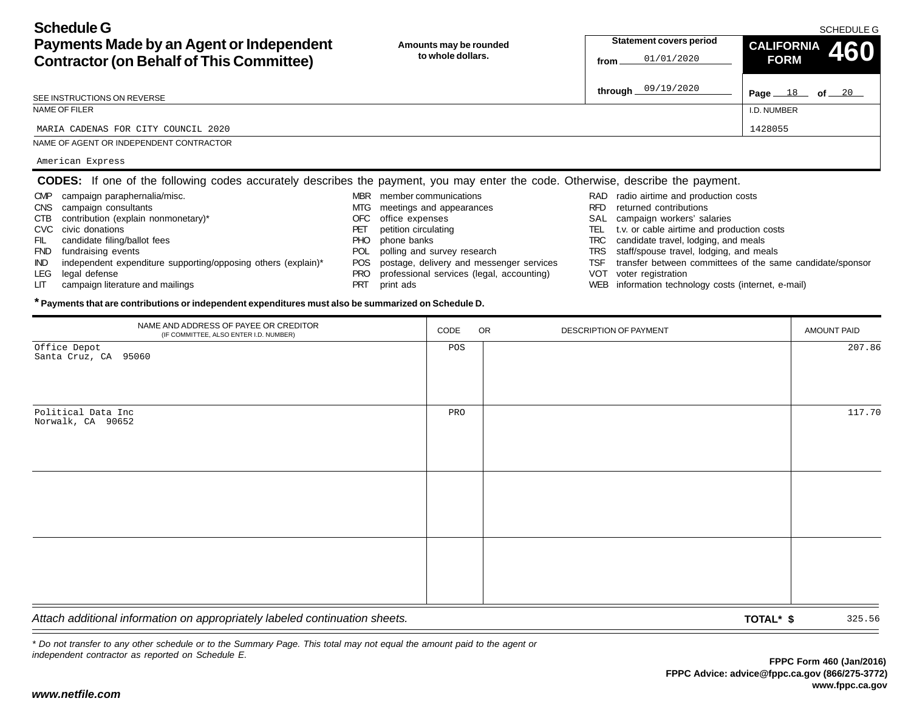# Schedule G
## Payments Made by an Agent or Independent Contractor (on Behalf of This Committee)

SCHEDULE G

**Amounts may be rounded to whole dollars.**

**Statement covers period**
from 01/01/2020
through 09/19/2020

**CALIFORNIA FORM 460**

Page 18 of 20

SEE INSTRUCTIONS ON REVERSE

| NAME OF FILER | I.D. NUMBER |
|---|---|
| MARIA CADENAS FOR CITY COUNCIL 2020 | 1428055 |

NAME OF AGENT OR INDEPENDENT CONTRACTOR
American Express

**CODES:** If one of the following codes accurately describes the payment, you may enter the code. Otherwise, describe the payment.

- CMP campaign paraphernalia/misc.
- CNS campaign consultants
- CTB contribution (explain nonmonetary)*
- CVC civic donations
- FIL candidate filing/ballot fees
- FND fundraising events
- IND independent expenditure supporting/opposing others (explain)*
- LEG legal defense
- LIT campaign literature and mailings
- MBR member communications
- MTG meetings and appearances
- OFC office expenses
- PET petition circulating
- PHO phone banks
- POL polling and survey research
- POS postage, delivery and messenger services
- PRO professional services (legal, accounting)
- PRT print ads
- RAD radio airtime and production costs
- RFD returned contributions
- SAL campaign workers' salaries
- TEL t.v. or cable airtime and production costs
- TRC candidate travel, lodging, and meals
- TRS staff/spouse travel, lodging, and meals
- TSF transfer between committees of the same candidate/sponsor
- VOT voter registration
- WEB information technology costs (internet, e-mail)

**\* Payments that are contributions or independent expenditures must also be summarized on Schedule D.**

| NAME AND ADDRESS OF PAYEE OR CREDITOR (IF COMMITTEE, ALSO ENTER I.D. NUMBER) | CODE | OR DESCRIPTION OF PAYMENT | AMOUNT PAID |
|---|---|---|---|
| Office Depot<br>Santa Cruz, CA 95060 | POS | | 207.86 |
| Political Data Inc<br>Norwalk, CA 90652 | PRO | | 117.70 |
| | | | |
| | | | |

*Attach additional information on appropriately labeled continuation sheets.*

**TOTAL* $** 325.56

*\* Do not transfer to any other schedule or to the Summary Page. This total may not equal the amount paid to the agent or independent contractor as reported on Schedule E.*

**FPPC Form 460 (Jan/2016)**
**FPPC Advice: advice@fppc.ca.gov (866/275-3772)**
**www.fppc.ca.gov**

***www.netfile.com***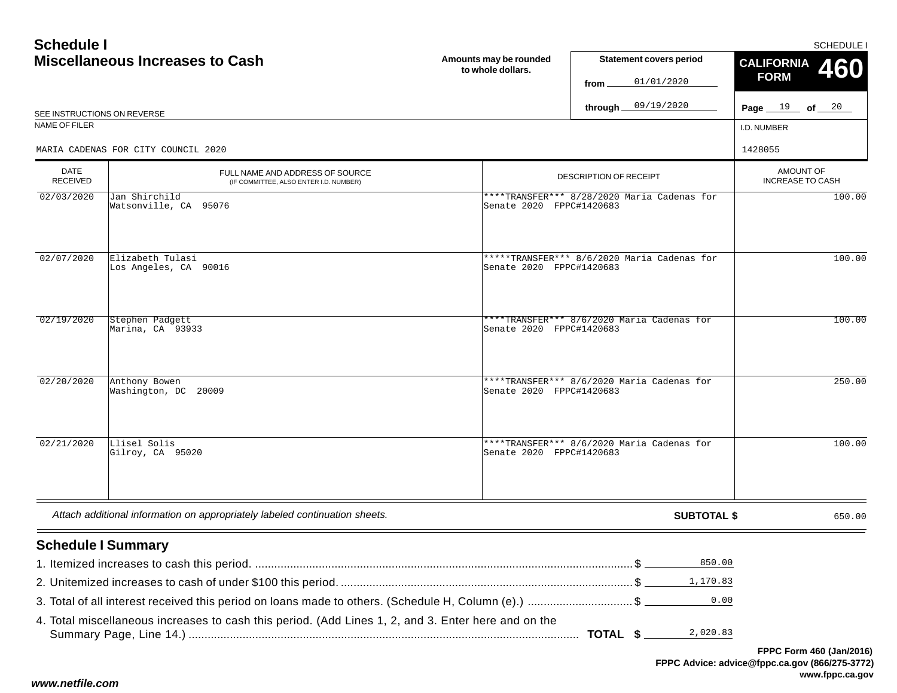# Schedule I
## Miscellaneous Increases to Cash

Amounts may be rounded to whole dollars.

SEE INSTRUCTIONS ON REVERSE

Statement covers period from 01/01/2020 through 09/19/2020

SCHEDULE I

**CALIFORNIA FORM 460**

Page 19 of 20

NAME OF FILER: MARIA CADENAS FOR CITY COUNCIL 2020

I.D. NUMBER: 1428055

| DATE RECEIVED | FULL NAME AND ADDRESS OF SOURCE (IF COMMITTEE, ALSO ENTER I.D. NUMBER) | DESCRIPTION OF RECEIPT | AMOUNT OF INCREASE TO CASH |
|---|---|---|---|
| 02/03/2020 | Jan Shirchild<br>Watsonville, CA 95076 | ****TRANSFER*** 8/28/2020 Maria Cadenas for Senate 2020 FPPC#1420683 | 100.00 |
| 02/07/2020 | Elizabeth Tulasi<br>Los Angeles, CA 90016 | *****TRANSFER*** 8/6/2020 Maria Cadenas for Senate 2020 FPPC#1420683 | 100.00 |
| 02/19/2020 | Stephen Padgett<br>Marina, CA 93933 | ****TRANSFER*** 8/6/2020 Maria Cadenas for Senate 2020 FPPC#1420683 | 100.00 |
| 02/20/2020 | Anthony Bowen<br>Washington, DC 20009 | ****TRANSFER*** 8/6/2020 Maria Cadenas for Senate 2020 FPPC#1420683 | 250.00 |
| 02/21/2020 | Llisel Solis<br>Gilroy, CA 95020 | ****TRANSFER*** 8/6/2020 Maria Cadenas for Senate 2020 FPPC#1420683 | 100.00 |

*Attach additional information on appropriately labeled continuation sheets.*

**SUBTOTAL $** 650.00

## Schedule I Summary

1. Itemized increases to cash this period. $ 850.00
2. Unitemized increases to cash of under $100 this period. $ 1,170.83
3. Total of all interest received this period on loans made to others. (Schedule H, Column (e).) $ 0.00
4. Total miscellaneous increases to cash this period. (Add Lines 1, 2, and 3. Enter here and on the Summary Page, Line 14.) **TOTAL $** 2,020.83

**FPPC Form 460 (Jan/2016)**
**FPPC Advice: advice@fppc.ca.gov (866/275-3772)**
**www.fppc.ca.gov**

*www.netfile.com*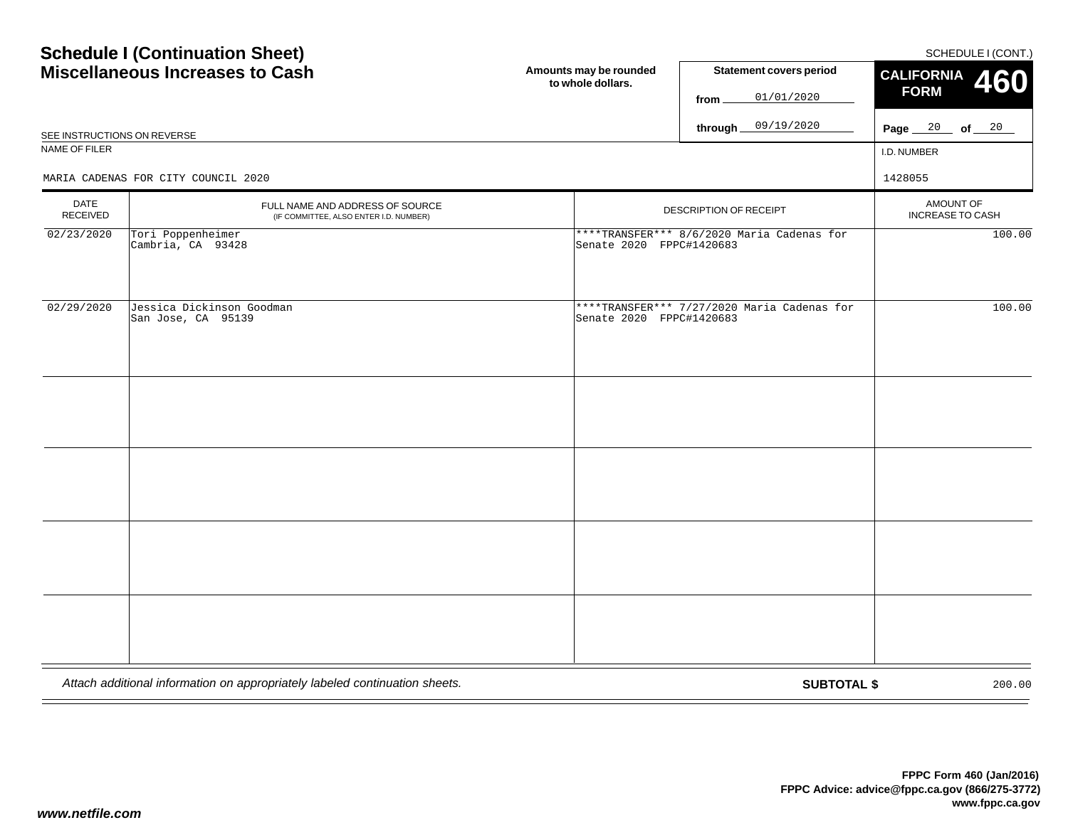# Schedule I (Continuation Sheet)
## Miscellaneous Increases to Cash

SCHEDULE I (CONT.)

**Amounts may be rounded to whole dollars.**

**Statement covers period**

**from** 01/01/2020

**through** 09/19/2020

**CALIFORNIA FORM 460**

SEE INSTRUCTIONS ON REVERSE

NAME OF FILER: MARIA CADENAS FOR CITY COUNCIL 2020

I.D. NUMBER: 1428055

| DATE RECEIVED | FULL NAME AND ADDRESS OF SOURCE (IF COMMITTEE, ALSO ENTER I.D. NUMBER) | DESCRIPTION OF RECEIPT | AMOUNT OF INCREASE TO CASH |
|---|---|---|---|
| 02/23/2020 | Tori Poppenheimer<br>Cambria, CA 93428 | ****TRANSFER*** 8/6/2020 Maria Cadenas for Senate 2020 FPPC#1420683 | 100.00 |
| 02/29/2020 | Jessica Dickinson Goodman<br>San Jose, CA 95139 | ****TRANSFER*** 7/27/2020 Maria Cadenas for Senate 2020 FPPC#1420683 | 100.00 |
| | | | |
| | | | |
| | | | |
| | | | |

*Attach additional information on appropriately labeled continuation sheets.*

**SUBTOTAL $** 200.00

**FPPC Form 460 (Jan/2016)**
**FPPC Advice: advice@fppc.ca.gov (866/275-3772)**
**www.fppc.ca.gov**

***www.netfile.com***